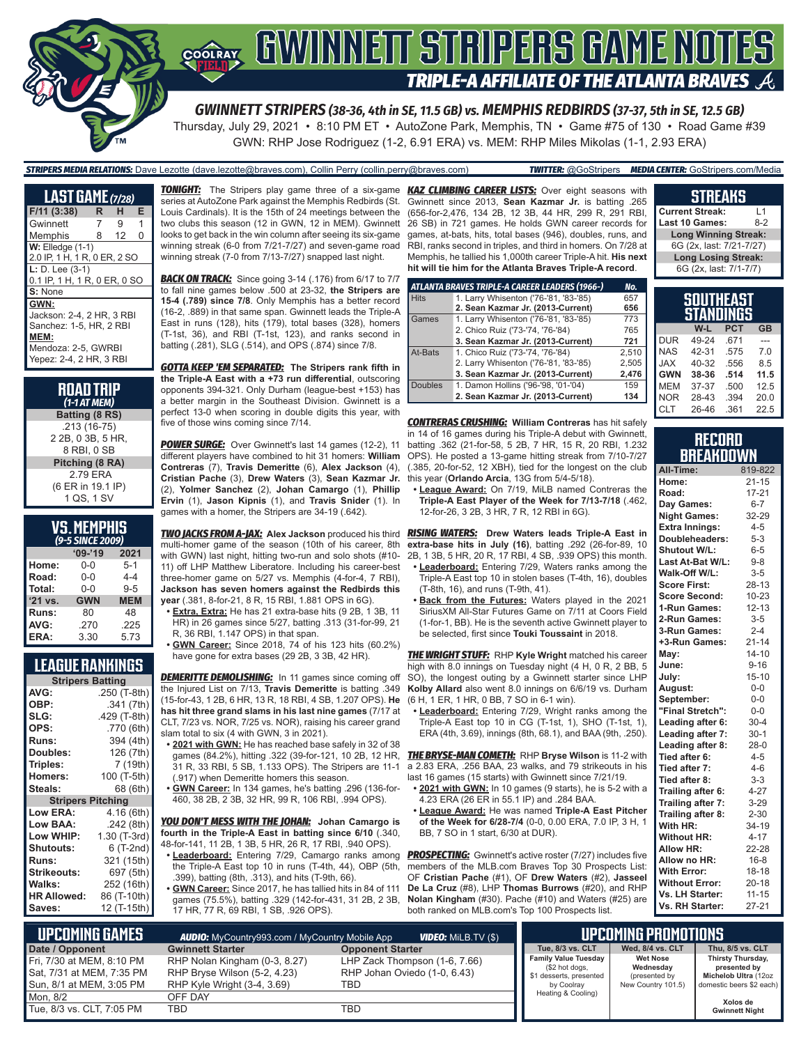# GWINNETT STRIPERS GAME NOTES

## TRIPLE-A AFFILIATE OF THE ATLANTA BRAVES

**GWINNETT STRIPERS (38-36, 4th in SE, 11.5 GB) vs. MEMPHIS REDBIRDS (37-37, 5th in SE, 12.5 GB)**

Thursday, July 29, 2021 • 8:10 PM ET • AutoZone Park, Memphis, TN • Game #75 of 130 • Road Game #39

GWN: RHP Jose Rodriguez (1-2, 6.91 ERA) vs. MEM: RHP Miles Mikolas (1-1, 2.93 ERA)

**STRIPERS MEDIA RELATIONS:** Dave Lezotte (dave.lezotte@braves.com), Collin Perry (collin.perry@braves.com) **TWITTER:** @GoStripers **MEDIA CENTER:** GoStripers.com/Media

## LAST GAME (7/28)

| F/11 (3:38) | R | H | E |
|---|---|---|---|
| Gwinnett | 7 | 9 | 1 |
| Memphis | 8 | 12 | 0 |

**W:** Elledge (1-1)
2.0 IP, 1 H, 1 R, 0 ER, 2 SO

**L:** D. Lee (3-1)
0.1 IP, 1 H, 1 R, 0 ER, 0 SO

**S:** None

**GWN:**
Jackson: 2-4, 2 HR, 3 RBI
Sanchez: 1-5, HR, 2 RBI

**MEM:**
Mendoza: 2-5, GWRBI
Yepez: 2-4, 2 HR, 3 RBI

## ROAD TRIP
*(1-1 AT MEM)*

**Batting (8 RS)**
.213 (16-75)
2 2B, 0 3B, 5 HR,
8 RBI, 0 SB

**Pitching (8 RA)**
2.79 ERA
(6 ER in 19.1 IP)
1 QS, 1 SV

## VS. MEMPHIS
*(9-5 SINCE 2009)*

| | '09-'19 | 2021 |
|---|---|---|
| Home: | 0-0 | 5-1 |
| Road: | 0-0 | 4-4 |
| Total: | 0-0 | 9-5 |
| '21 vs. | GWN | MEM |
| Runs: | 80 | 48 |
| AVG: | .270 | .225 |
| ERA: | 3.30 | 5.73 |

## LEAGUE RANKINGS

| Stripers Batting | |
|---|---|
| AVG: | .250 (T-8th) |
| OBP: | .341 (7th) |
| SLG: | .429 (T-8th) |
| OPS: | .770 (6th) |
| Runs: | 394 (4th) |
| Doubles: | 126 (7th) |
| Triples: | 7 (19th) |
| Homers: | 100 (T-5th) |
| Steals: | 68 (6th) |
| **Stripers Pitching** | |
| Low ERA: | 4.16 (6th) |
| Low BAA: | .242 (8th) |
| Low WHIP: | 1.30 (T-3rd) |
| Shutouts: | 6 (T-2nd) |
| Runs: | 321 (15th) |
| Strikeouts: | 697 (5th) |
| Walks: | 252 (16th) |
| HR Allowed: | 86 (T-10th) |
| Saves: | 12 (T-15th) |

**TONIGHT:** The Stripers play game three of a six-game series at AutoZone Park against the Memphis Redbirds (St. Louis Cardinals). It is the 15th of 24 meetings between the two clubs this season (12 in GWN, 12 in MEM). Gwinnett looks to get back in the win column after seeing its six-game winning streak (6-0 from 7/21-7/27) and seven-game road winning streak (7-0 from 7/13-7/27) snapped last night.

**BACK ON TRACK:** Since going 3-14 (.176) from 6/17 to 7/7 to fall nine games below .500 at 23-32, **the Stripers are 15-4 (.789) since 7/8**. Only Memphis has a better record (16-2, .889) in that same span. Gwinnett leads the Triple-A East in runs (128), hits (179), total bases (328), homers (T-1st, 36), and RBI (T-1st, 123), and ranks second in batting (.281), SLG (.514), and OPS (.874) since 7/8.

**GOTTA KEEP 'EM SEPARATED:** **The Stripers rank fifth in the Triple-A East with a +73 run differential**, outscoring opponents 394-321. Only Durham (league-best +153) has a better margin in the Southeast Division. Gwinnett is a perfect 13-0 when scoring in double digits this year, with five of those wins coming since 7/14.

**POWER SURGE:** Over Gwinnett's last 14 games (12-2), 11 different players have combined to hit 31 homers: **William Contreras** (7), **Travis Demeritte** (6), **Alex Jackson** (4), **Cristian Pache** (3), **Drew Waters** (3), **Sean Kazmar Jr.** (2), **Yolmer Sanchez** (2), **Johan Camargo** (1), **Phillip Ervin** (1), **Jason Kipnis** (1), and **Travis Snider** (1). In games with a homer, the Stripers are 34-19 (.642).

**TWO JACKS FROM A-JAX:** **Alex Jackson** produced his third multi-homer game of the season (10th of his career, 8th with GWN) last night, hitting two-run and solo shots (#10-11) off LHP Matthew Liberatore. Including his career-best three-homer game on 5/27 vs. Memphis (4-for-4, 7 RBI), **Jackson has seven homers against the Redbirds this year** (.381, 8-for-21, 8 R, 15 RBI, 1.881 OPS in 6G).

- **Extra, Extra:** He has 21 extra-base hits (9 2B, 1 3B, 11 HR) in 26 games since 5/27, batting .313 (31-for-99, 21 R, 36 RBI, 1.147 OPS) in that span.
- **GWN Career:** Since 2018, 74 of his 123 hits (60.2%) have gone for extra bases (29 2B, 3 3B, 42 HR).

**DEMERITTE DEMOLISHING:** In 11 games since coming off the Injured List on 7/13, **Travis Demeritte** is batting .349 (15-for-43, 1 2B, 6 HR, 13 R, 18 RBI, 4 SB, 1.207 OPS). **He has hit three grand slams in his last nine games** (7/17 at CLT, 7/23 vs. NOR, 7/25 vs. NOR), raising his career grand slam total to six (4 with GWN, 3 in 2021).

- **2021 with GWN:** He has reached base safely in 32 of 38 games (84.2%), hitting .322 (39-for-121, 10 2B, 12 HR, 31 R, 33 RBI, 5 SB, 1.133 OPS). The Stripers are 11-1 (.917) when Demeritte homers this season.
- **GWN Career:** In 134 games, he's batting .296 (136-for-460, 38 2B, 2 3B, 32 HR, 99 R, 106 RBI, .994 OPS).

**YOU DON'T MESS WITH THE JOHAN:** **Johan Camargo is fourth in the Triple-A East in batting since 6/10** (.340, 48-for-141, 11 2B, 1 3B, 5 HR, 26 R, 17 RBI, .940 OPS).

- **Leaderboard:** Entering 7/29, Camargo ranks among the Triple-A East top 10 in runs (T-4th, 44), OBP (5th, .399), batting (8th, .313), and hits (T-9th, 66).
- **GWN Career:** Since 2017, he has tallied hits in 84 of 111 games (75.5%), batting .329 (142-for-431, 31 2B, 2 3B, 17 HR, 77 R, 69 RBI, 1 SB, .926 OPS).

**KAZ CLIMBING CAREER LISTS:** Over eight seasons with Gwinnett since 2013, **Sean Kazmar Jr.** is batting .265 (656-for-2,476, 134 2B, 12 3B, 44 HR, 299 R, 291 RBI, 26 SB) in 721 games. He holds GWN career records for games, at-bats, hits, total bases (946), doubles, runs, and RBI, ranks second in triples, and third in homers. On 7/28 at Memphis, he tallied his 1,000th career Triple-A hit. **His next hit will tie him for the Atlanta Braves Triple-A record**.

| ATLANTA BRAVES TRIPLE-A CAREER LEADERS (1966-) | | No. |
|---|---|---|
| Hits | 1. Larry Whisenton ('76-'81, '83-'85) | 657 |
| | **2. Sean Kazmar Jr. (2013-Current)** | **656** |
| Games | 1. Larry Whisenton ('76-'81, '83-'85) | 773 |
| | 2. Chico Ruiz ('73-'74, '76-'84) | 765 |
| | **3. Sean Kazmar Jr. (2013-Current)** | **721** |
| At-Bats | 1. Chico Ruiz ('73-'74, '76-'84) | 2,510 |
| | 2. Larry Whisenton ('76-'81, '83-'85) | 2,505 |
| | **3. Sean Kazmar Jr. (2013-Current)** | **2,476** |
| Doubles | 1. Damon Hollins ('96-'98, '01-'04) | 159 |
| | **2. Sean Kazmar Jr. (2013-Current)** | **134** |

**CONTRERAS CRUSHING:** **William Contreras** has hit safely in 14 of 16 games during his Triple-A debut with Gwinnett, batting .362 (21-for-58, 5 2B, 7 HR, 15 R, 20 RBI, 1.232 OPS). He posted a 13-game hitting streak from 7/10-7/27 (.385, 20-for-52, 12 XBH), tied for the longest on the club this year (**Orlando Arcia**, 13G from 5/4-5/18).

- **League Award:** On 7/19, MiLB named Contreras the **Triple-A East Player of the Week for 7/13-7/18** (.462, 12-for-26, 3 2B, 3 HR, 7 R, 12 RBI in 6G).

**RISING WATERS:** **Drew Waters leads Triple-A East in extra-base hits in July (16)**, batting .292 (26-for-89, 10 2B, 1 3B, 5 HR, 20 R, 17 RBI, 4 SB, .939 OPS) this month.

- **Leaderboard:** Entering 7/29, Waters ranks among the Triple-A East top 10 in stolen bases (T-4th, 16), doubles (T-8th, 16), and runs (T-9th, 41).
- **Back from the Futures:** Waters played in the 2021 SiriusXM All-Star Futures Game on 7/11 at Coors Field (1-for-1, BB). He is the seventh active Gwinnett player to be selected, first since **Touki Toussaint** in 2018.

**THE WRIGHT STUFF:** RHP **Kyle Wright** matched his career high with 8.0 innings on Tuesday night (4 H, 0 R, 2 BB, 5 SO), the longest outing by a Gwinnett starter since LHP **Kolby Allard** also went 8.0 innings on 6/6/19 vs. Durham (6 H, 1 ER, 1 HR, 0 BB, 7 SO in 6-1 win).

- **Leaderboard:** Entering 7/29, Wright ranks among the Triple-A East top 10 in CG (T-1st, 1), SHO (T-1st, 1), ERA (4th, 3.69), innings (8th, 68.1), and BAA (9th, .250).

**THE BRYSE-MAN COMETH:** RHP **Bryse Wilson** is 11-2 with a 2.83 ERA, .256 BAA, 23 walks, and 79 strikeouts in his last 16 games (15 starts) with Gwinnett since 7/21/19.

- **2021 with GWN:** In 10 games (9 starts), he is 5-2 with a 4.23 ERA (26 ER in 55.1 IP) and .284 BAA.
- **League Award:** He was named **Triple-A East Pitcher of the Week for 6/28-7/4** (0-0, 0.00 ERA, 7.0 IP, 3 H, 1 BB, 7 SO in 1 start, 6/30 at DUR).

**PROSPECTING:** Gwinnett's active roster (7/27) includes five members of the MLB.com Braves Top 30 Prospects List: OF **Cristian Pache** (#1), OF **Drew Waters** (#2), **Jasseel De La Cruz** (#8), LHP **Thomas Burrows** (#20), and RHP **Nolan Kingham** (#30). Pache (#10) and Waters (#25) are both ranked on MLB.com's Top 100 Prospects list.

## STREAKS

| | |
|---|---|
| Current Streak: | L1 |
| Last 10 Games: | 8-2 |
| **Long Winning Streak:** | |
| 6G (2x, last: 7/21-7/27) | |
| **Long Losing Streak:** | |
| 6G (2x, last: 7/1-7/7) | |

## SOUTHEAST STANDINGS

| | W-L | PCT | GB |
|---|---|---|---|
| DUR | 49-24 | .671 | --- |
| NAS | 42-31 | .575 | 7.0 |
| JAX | 40-32 | .556 | 8.5 |
| **GWN** | **38-36** | **.514** | **11.5** |
| MEM | 37-37 | .500 | 12.5 |
| NOR | 28-43 | .394 | 20.0 |
| CLT | 26-46 | .361 | 22.5 |

## RECORD BREAKDOWN

| | |
|---|---|
| All-Time: | 819-822 |
| Home: | 21-15 |
| Road: | 17-21 |
| Day Games: | 6-7 |
| Night Games: | 32-29 |
| Extra Innings: | 4-5 |
| Doubleheaders: | 5-3 |
| Shutout W/L: | 6-5 |
| Last At-Bat W/L: | 9-8 |
| Walk-Off W/L: | 3-5 |
| Score First: | 28-13 |
| Score Second: | 10-23 |
| 1-Run Games: | 12-13 |
| 2-Run Games: | 3-5 |
| 3-Run Games: | 2-4 |
| +3-Run Games: | 21-14 |
| May: | 14-10 |
| June: | 9-16 |
| July: | 15-10 |
| August: | 0-0 |
| September: | 0-0 |
| "Final Stretch": | 0-0 |
| Leading after 6: | 30-4 |
| Leading after 7: | 30-1 |
| Leading after 8: | 28-0 |
| Tied after 6: | 4-5 |
| Tied after 7: | 4-6 |
| Tied after 8: | 3-3 |
| Trailing after 6: | 4-27 |
| Trailing after 7: | 3-29 |
| Trailing after 8: | 2-30 |
| With HR: | 34-19 |
| Without HR: | 4-17 |
| Allow HR: | 22-28 |
| Allow no HR: | 16-8 |
| With Error: | 18-18 |
| Without Error: | 20-18 |
| Vs. LH Starter: | 11-15 |
| Vs. RH Starter: | 27-21 |

## UPCOMING GAMES

**AUDIO:** MyCountry993.com / MyCountry Mobile App **VIDEO:** MiLB.TV ($)

| Date / Opponent | Gwinnett Starter | Opponent Starter |
|---|---|---|
| Fri, 7/30 at MEM, 8:10 PM | RHP Nolan Kingham (0-3, 8.27) | LHP Zack Thompson (1-6, 7.66) |
| Sat, 7/31 at MEM, 7:35 PM | RHP Bryse Wilson (5-2, 4.23) | RHP Johan Oviedo (1-0, 6.43) |
| Sun, 8/1 at MEM, 3:05 PM | RHP Kyle Wright (3-4, 3.69) | TBD |
| Mon, 8/2 | OFF DAY | |
| Tue, 8/3 vs. CLT, 7:05 PM | TBD | TBD |

## UPCOMING PROMOTIONS

| Tue, 8/3 vs. CLT | Wed, 8/4 vs. CLT | Thu, 8/5 vs. CLT |
|---|---|---|
| **Family Value Tuesday** ($2 hot dogs, $1 desserts, presented by Coolray Heating & Cooling) | **Wet Nose Wednesday** (presented by New Country 101.5) | **Thirsty Thursday, presented by Michelob Ultra** (12oz domestic beers $2 each) **Xolos de Gwinnett Night** |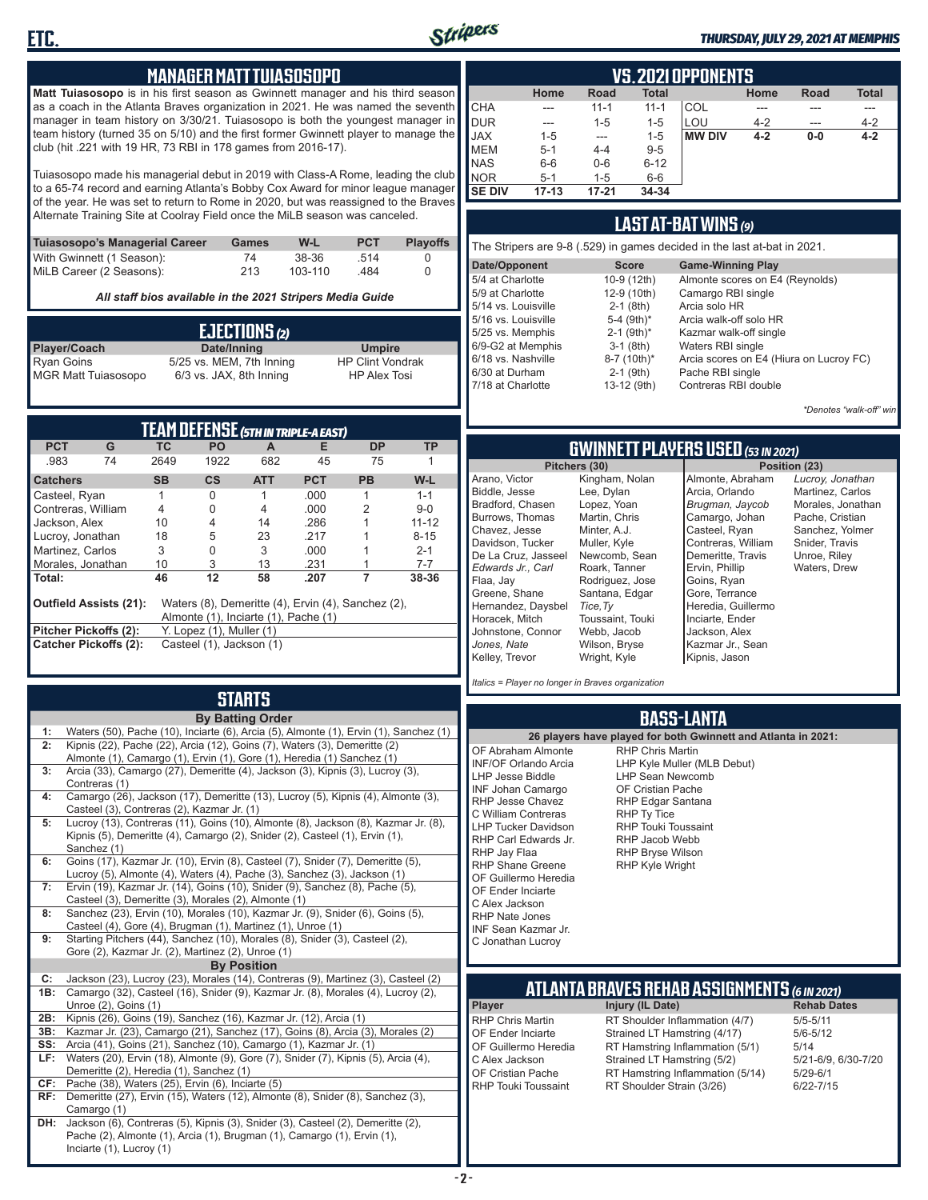## MANAGER MATT TUIASOSOPO

**Matt Tuiasosopo** is in his first season as Gwinnett manager and his third season as a coach in the Atlanta Braves organization in 2021. He was named the seventh manager in team history on 3/30/21. Tuiasosopo is both the youngest manager in team history (turned 35 on 5/10) and the first former Gwinnett player to manage the club (hit .221 with 19 HR, 73 RBI in 178 games from 2016-17).

Tuiasosopo made his managerial debut in 2019 with Class-A Rome, leading the club to a 65-74 record and earning Atlanta's Bobby Cox Award for minor league manager of the year. He was set to return to Rome in 2020, but was reassigned to the Braves Alternate Training Site at Coolray Field once the MiLB season was canceled.

| Tuiasosopo's Managerial Career | Games | W-L | PCT | Playoffs |
|---|---|---|---|---|
| With Gwinnett (1 Season): | 74 | 38-36 | .514 | 0 |
| MiLB Career (2 Seasons): | 213 | 103-110 | .484 | 0 |

*All staff bios available in the 2021 Stripers Media Guide*

## EJECTIONS (2)

| Player/Coach | Date/Inning | Umpire |
|---|---|---|
| Ryan Goins | 5/25 vs. MEM, 7th Inning | HP Clint Vondrak |
| MGR Matt Tuiasosopo | 6/3 vs. JAX, 8th Inning | HP Alex Tosi |

## TEAM DEFENSE (5TH IN TRIPLE-A EAST)

| PCT | G | TC | PO | A | E | DP | TP |
|---|---|---|---|---|---|---|---|
| .983 | 74 | 2649 | 1922 | 682 | 45 | 75 | 1 |

| Catchers | SB | CS | ATT | PCT | PB | W-L |
|---|---|---|---|---|---|---|
| Casteel, Ryan | 1 | 0 | 1 | .000 | 1 | 1-1 |
| Contreras, William | 4 | 0 | 4 | .000 | 2 | 9-0 |
| Jackson, Alex | 10 | 4 | 14 | .286 | 1 | 11-12 |
| Lucroy, Jonathan | 18 | 5 | 23 | .217 | 1 | 8-15 |
| Martinez, Carlos | 3 | 0 | 3 | .000 | 1 | 2-1 |
| Morales, Jonathan | 10 | 3 | 13 | .231 | 1 | 7-7 |
| **Total:** | **46** | **12** | **58** | **.207** | **7** | **38-36** |

**Outfield Assists (21):** Waters (8), Demeritte (4), Ervin (4), Sanchez (2), Almonte (1), Inciarte (1), Pache (1)
**Pitcher Pickoffs (2):** Y. Lopez (1), Muller (1)
**Catcher Pickoffs (2):** Casteel (1), Jackson (1)

## STARTS

**By Batting Order**

| | |
|---|---|
| 1: | Waters (50), Pache (10), Inciarte (6), Arcia (5), Almonte (1), Ervin (1), Sanchez (1) |
| 2: | Kipnis (22), Pache (22), Arcia (12), Goins (7), Waters (3), Demeritte (2), Almonte (1), Camargo (1), Ervin (1), Gore (1), Heredia (1) Sanchez (1) |
| 3: | Arcia (33), Camargo (27), Demeritte (4), Jackson (3), Kipnis (3), Lucroy (3), Contreras (1) |
| 4: | Camargo (26), Jackson (17), Demeritte (13), Lucroy (5), Kipnis (4), Almonte (3), Casteel (3), Contreras (2), Kazmar Jr. (1) |
| 5: | Lucroy (13), Contreras (11), Goins (10), Almonte (8), Jackson (8), Kazmar Jr. (8), Kipnis (5), Demeritte (4), Camargo (2), Snider (2), Casteel (1), Ervin (1), Sanchez (1) |
| 6: | Goins (17), Kazmar Jr. (10), Ervin (8), Casteel (7), Snider (7), Demeritte (5), Lucroy (5), Almonte (4), Waters (4), Pache (3), Sanchez (3), Jackson (1) |
| 7: | Ervin (19), Kazmar Jr. (14), Goins (10), Snider (9), Sanchez (8), Pache (5), Casteel (3), Demeritte (3), Morales (2), Almonte (1) |
| 8: | Sanchez (23), Ervin (10), Morales (10), Kazmar Jr. (9), Snider (6), Goins (5), Casteel (4), Gore (4), Brugman (1), Martinez (1), Unroe (1) |
| 9: | Starting Pitchers (44), Sanchez (10), Morales (8), Snider (3), Casteel (2), Gore (2), Kazmar Jr. (2), Martinez (2), Unroe (1) |

**By Position**

| | |
|---|---|
| C: | Jackson (23), Lucroy (23), Morales (14), Contreras (9), Martinez (3), Casteel (2) |
| 1B: | Camargo (32), Casteel (16), Snider (9), Kazmar Jr. (8), Morales (4), Lucroy (2), Unroe (2), Goins (1) |
| 2B: | Kipnis (26), Goins (19), Sanchez (16), Kazmar Jr. (12), Arcia (1) |
| 3B: | Kazmar Jr. (23), Camargo (21), Sanchez (17), Goins (8), Arcia (3), Morales (2) |
| SS: | Arcia (41), Goins (21), Sanchez (10), Camargo (1), Kazmar Jr. (1) |
| LF: | Waters (20), Ervin (18), Almonte (9), Gore (7), Snider (7), Kipnis (5), Arcia (4), Demeritte (2), Heredia (1), Sanchez (1) |
| CF: | Pache (38), Waters (25), Ervin (6), Inciarte (5) |
| RF: | Demeritte (27), Ervin (15), Waters (12), Almonte (8), Snider (8), Sanchez (3), Camargo (1) |
| DH: | Jackson (6), Contreras (5), Kipnis (3), Snider (3), Casteel (2), Demeritte (2), Pache (2), Almonte (1), Arcia (1), Brugman (1), Camargo (1), Ervin (1), Inciarte (1), Lucroy (1) |

## VS. 2021 OPPONENTS

| | Home | Road | Total | | Home | Road | Total |
|---|---|---|---|---|---|---|---|
| CHA | --- | 11-1 | 11-1 | COL | --- | --- | --- |
| DUR | --- | 1-5 | 1-5 | LOU | 4-2 | --- | 4-2 |
| JAX | 1-5 | --- | 1-5 | **MW DIV** | **4-2** | **0-0** | **4-2** |
| MEM | 5-1 | 4-4 | 9-5 | | | | |
| NAS | 6-6 | 0-6 | 6-12 | | | | |
| NOR | 5-1 | 1-5 | 6-6 | | | | |
| **SE DIV** | **17-13** | **17-21** | **34-34** | | | | |

## LAST AT-BAT WINS (9)

The Stripers are 9-8 (.529) in games decided in the last at-bat in 2021.

| Date/Opponent | Score | Game-Winning Play |
|---|---|---|
| 5/4 at Charlotte | 10-9 (12th) | Almonte scores on E4 (Reynolds) |
| 5/9 at Charlotte | 12-9 (10th) | Camargo RBI single |
| 5/14 vs. Louisville | 2-1 (8th) | Arcia solo HR |
| 5/16 vs. Louisville | 5-4 (9th)* | Arcia walk-off solo HR |
| 5/25 vs. Memphis | 2-1 (9th)* | Kazmar walk-off single |
| 6/9-G2 at Memphis | 3-1 (8th) | Waters RBI single |
| 6/18 vs. Nashville | 8-7 (10th)* | Arcia scores on E4 (Hiura on Lucroy FC) |
| 6/30 at Durham | 2-1 (9th) | Pache RBI single |
| 7/18 at Charlotte | 13-12 (9th) | Contreras RBI double |

*\*Denotes "walk-off" win*

## GWINNETT PLAYERS USED (53 IN 2021)

**Pitchers (30):** Arano, Victor; Biddle, Jesse; Bradford, Chasen; Burrows, Thomas; Chavez, Jesse; Davidson, Tucker; De La Cruz, Jasseel; *Edwards Jr., Carl*; Flaa, Jay; Greene, Shane; Hernandez, Daysbel; Horacek, Mitch; Johnstone, Connor; *Jones, Nate*; Kelley, Trevor; Kingham, Nolan; Lee, Dylan; Lopez, Yoan; Martin, Chris; Minter, A.J.; Muller, Kyle; Newcomb, Sean; Roark, Tanner; Rodriguez, Jose; Santana, Edgar; *Tice, Ty*; Toussaint, Touki; Webb, Jacob; Wilson, Bryse; Wright, Kyle

**Position (23):** Almonte, Abraham; Arcia, Orlando; *Brugman, Jaycob*; Camargo, Johan; Casteel, Ryan; Contreras, William; Demeritte, Travis; Ervin, Phillip; Goins, Ryan; Gore, Terrance; Heredia, Guillermo; Inciarte, Ender; Jackson, Alex; Kazmar Jr., Sean; Kipnis, Jason; *Lucroy, Jonathan*; Martinez, Carlos; Morales, Jonathan; Pache, Cristian; Sanchez, Yolmer; Snider, Travis; Unroe, Riley; Waters, Drew

*Italics = Player no longer in Braves organization*

## BASS-LANTA

**26 players have played for both Gwinnett and Atlanta in 2021:**

OF Abraham Almonte
INF/OF Orlando Arcia
LHP Jesse Biddle
INF Johan Camargo
RHP Jesse Chavez
C William Contreras
LHP Tucker Davidson
RHP Carl Edwards Jr.
RHP Jay Flaa
RHP Shane Greene
OF Guillermo Heredia
OF Ender Inciarte
C Alex Jackson
RHP Nate Jones
INF Sean Kazmar Jr.
C Jonathan Lucroy
RHP Chris Martin
LHP Kyle Muller (MLB Debut)
LHP Sean Newcomb
OF Cristian Pache
RHP Edgar Santana
RHP Ty Tice
RHP Touki Toussaint
RHP Jacob Webb
RHP Bryse Wilson
RHP Kyle Wright

## ATLANTA BRAVES REHAB ASSIGNMENTS (6 IN 2021)

| Player | Injury (IL Date) | Rehab Dates |
|---|---|---|
| RHP Chris Martin | RT Shoulder Inflammation (4/7) | 5/5-5/11 |
| OF Ender Inciarte | Strained LT Hamstring (4/17) | 5/6-5/12 |
| OF Guillermo Heredia | RT Hamstring Inflammation (5/1) | 5/14 |
| C Alex Jackson | Strained LT Hamstring (5/2) | 5/21-6/9, 6/30-7/20 |
| OF Cristian Pache | RT Hamstring Inflammation (5/14) | 5/29-6/1 |
| RHP Touki Toussaint | RT Shoulder Strain (3/26) | 6/22-7/15 |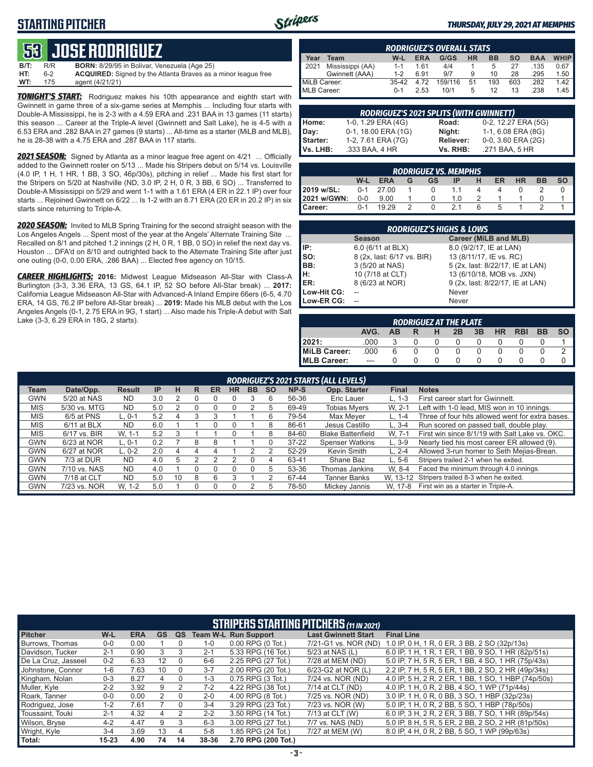## STARTING PITCHER

THURSDAY, JULY 29, 2021 AT MEMPHIS

# 53 JOSE RODRIGUEZ

**B/T:** R/R **BORN:** 8/29/95 in Bolivar, Venezuela (Age 25)
**HT:** 6-2 **ACQUIRED:** Signed by the Atlanta Braves as a minor league free
**WT:** 175 agent (4/21/21)

***TONIGHT'S START:*** Rodriguez makes his 10th appearance and eighth start with Gwinnett in game three of a six-game series at Memphis ... Including four starts with Double-A Mississippi, he is 2-3 with a 4.59 ERA and .231 BAA in 13 games (11 starts) this season ... Career at the Triple-A level (Gwinnett and Salt Lake), he is 4-5 with a 6.53 ERA and .282 BAA in 27 games (9 starts) ... All-time as a starter (MiLB and MLB), he is 28-38 with a 4.75 ERA and .287 BAA in 117 starts.

***2021 SEASON:*** Signed by Atlanta as a minor league free agent on 4/21 ... Officially added to the Gwinnett roster on 5/13 ... Made his Stripers debut on 5/14 vs. Louisville (4.0 IP, 1 H, 1 HR, 1 BB, 3 SO, 46p/30s), pitching in relief ... Made his first start for the Stripers on 5/20 at Nashville (ND, 3.0 IP, 2 H, 0 R, 3 BB, 6 SO) ... Transferred to Double-A Mississippi on 5/29 and went 1-1 with a 1.61 ERA (4 ER in 22.1 IP) over four starts ... Rejoined Gwinnett on 6/22 ... Is 1-2 with an 8.71 ERA (20 ER in 20.2 IP) in six starts since returning to Triple-A.

***2020 SEASON:*** Invited to MLB Spring Training for the second straight season with the Los Angeles Angels ... Spent most of the year at the Angels' Alternate Training Site ... Recalled on 8/1 and pitched 1.2 innings (2 H, 0 R, 1 BB, 0 SO) in relief the next day vs. Houston ... DFA'd on 8/10 and outrighted back to the Alternate Training Site after just one outing (0-0, 0.00 ERA, .286 BAA) ... Elected free agency on 10/15.

***CAREER HIGHLIGHTS:*** **2016:** Midwest League Midseason All-Star with Class-A Burlington (3-3, 3.36 ERA, 13 GS, 64.1 IP, 52 SO before All-Star break) ... **2017:** California League Midseason All-Star with Advanced-A Inland Empire 66ers (6-5, 4.70 ERA, 14 GS, 76.2 IP before All-Star break) ... **2019:** Made his MLB debut with the Los Angeles Angels (0-1, 2.75 ERA in 9G, 1 start) ... Also made his Triple-A debut with Salt Lake (3-3, 6.29 ERA in 18G, 2 starts).

### RODRIGUEZ'S OVERALL STATS

| Year | Team | W-L | ERA | G/GS | HR | BB | SO | BAA | WHIP |
|---|---|---|---|---|---|---|---|---|---|
| 2021 | Mississippi (AA) | 1-1 | 1.61 | 4/4 | 1 | 5 | 27 | .135 | 0.67 |
| | Gwinnett (AAA) | 1-2 | 6.91 | 9/7 | 9 | 10 | 28 | .295 | 1.50 |
| MiLB Career: | | 35-42 | 4.72 | 159/116 | 51 | 193 | 603 | .282 | 1.42 |
| MLB Career: | | 0-1 | 2.53 | 10/1 | 5 | 12 | 13 | .238 | 1.45 |

### RODRIGUEZ'S 2021 SPLITS (WITH GWINNETT)

| | | | |
|---|---|---|---|
| Home: | 1-0, 1.29 ERA (4G) | Road: | 0-2, 12.27 ERA (5G) |
| Day: | 0-1, 18.00 ERA (1G) | Night: | 1-1, 6.08 ERA (8G) |
| Starter: | 1-2, 7.61 ERA (7G) | Reliever: | 0-0, 3.60 ERA (2G) |
| Vs. LHB: | .333 BAA, 4 HR | Vs. RHB: | .271 BAA, 5 HR |

### RODRIGUEZ VS. MEMPHIS

| | W-L | ERA | G | GS | IP | H | ER | HR | BB | SO |
|---|---|---|---|---|---|---|---|---|---|---|
| 2019 w/SL: | 0-1 | 27.00 | 1 | 0 | 1.1 | 4 | 4 | 0 | 2 | 0 |
| 2021 w/GWN: | 0-0 | 9.00 | 1 | 0 | 1.0 | 2 | 1 | 1 | 0 | 1 |
| Career: | 0-1 | 19.29 | 2 | 0 | 2.1 | 6 | 5 | 1 | 2 | 1 |

### RODRIGUEZ'S HIGHS & LOWS

| | Season | Career (MiLB and MLB) |
|---|---|---|
| IP: | 6.0 (6/11 at BLX) | 8.0 (9/2/17, IE at LAN) |
| SO: | 8 (2x, last: 6/17 vs. BIR) | 13 (8/11/17, IE vs. RC) |
| BB: | 3 (5/20 at NAS) | 5 (2x, last: 8/22/17, IE at LAN) |
| H: | 10 (7/18 at CLT) | 13 (6/10/18, MOB vs. JXN) |
| ER: | 8 (6/23 at NOR) | 9 (2x, last: 8/22/17, IE at LAN) |
| Low-Hit CG: | -- | Never |
| Low-ER CG: | -- | Never |

### RODRIGUEZ AT THE PLATE

| | AVG. | AB | R | H | 2B | 3B | HR | RBI | BB | SO |
|---|---|---|---|---|---|---|---|---|---|---|
| 2021: | .000 | 3 | 0 | 0 | 0 | 0 | 0 | 0 | 0 | 1 |
| MiLB Career: | .000 | 6 | 0 | 0 | 0 | 0 | 0 | 0 | 0 | 2 |
| MLB Career: | --- | 0 | 0 | 0 | 0 | 0 | 0 | 0 | 0 | 0 |

### RODRIGUEZ'S 2021 STARTS (ALL LEVELS)

| Team | Date/Opp. | Result | IP | H | R | ER | HR | BB | SO | NP-S | Opp. Starter | Final | Notes |
|---|---|---|---|---|---|---|---|---|---|---|---|---|---|
| GWN | 5/20 at NAS | ND | 3.0 | 2 | 0 | 0 | 0 | 3 | 6 | 56-36 | Eric Lauer | L, 1-3 | First career start for Gwinnett. |
| MIS | 5/30 vs. MTG | ND | 5.0 | 2 | 0 | 0 | 0 | 2 | 5 | 69-49 | Tobias Myers | W, 2-1 | Left with 1-0 lead, MIS won in 10 innings. |
| MIS | 6/5 at PNS | L, 0-1 | 5.2 | 4 | 3 | 3 | 1 | 1 | 6 | 79-54 | Max Meyer | L, 1-4 | Three of four hits allowed went for extra bases. |
| MIS | 6/11 at BLX | ND | 6.0 | 1 | 1 | 0 | 0 | 1 | 8 | 86-61 | Jesus Castillo | L, 3-4 | Run scored on passed ball, double play. |
| MIS | 6/17 vs. BIR | W, 1-1 | 5.2 | 3 | 1 | 1 | 0 | 1 | 8 | 84-60 | Blake Battenfield | W, 7-1 | First win since 8/1/19 with Salt Lake vs. OKC. |
| GWN | 6/23 at NOR | L, 0-1 | 0.2 | 7 | 8 | 8 | 1 | 1 | 0 | 37-22 | Spenser Watkins | L, 3-9 | Nearly tied his most career ER allowed (9). |
| GWN | 6/27 at NOR | L, 0-2 | 2.0 | 4 | 4 | 4 | 1 | 2 | 2 | 52-29 | Kevin Smith | L, 2-4 | Allowed 3-run homer to Seth Mejias-Brean. |
| GWN | 7/3 at DUR | ND | 4.0 | 5 | 2 | 2 | 2 | 0 | 4 | 63-41 | Shane Baz | L, 5-6 | Stripers trailed 2-1 when he exited. |
| GWN | 7/10 vs. NAS | ND | 4.0 | 1 | 0 | 0 | 0 | 0 | 5 | 53-36 | Thomas Jankins | W, 8-4 | Faced the minimum through 4.0 innings. |
| GWN | 7/18 at CLT | ND | 5.0 | 10 | 8 | 6 | 3 | 1 | 2 | 67-44 | Tanner Banks | W, 13-12 | Stripers trailed 8-3 when he exited. |
| GWN | 7/23 vs. NOR | W, 1-2 | 5.0 | 1 | 0 | 0 | 0 | 2 | 5 | 78-50 | Mickey Jannis | W, 17-8 | First win as a starter in Triple-A. |

### STRIPERS STARTING PITCHERS (11 IN 2021)

| Pitcher | W-L | ERA | GS | QS | Team W-L | Run Support | Last Gwinnett Start | Final Line |
|---|---|---|---|---|---|---|---|---|
| Burrows, Thomas | 0-0 | 0.00 | 1 | 0 | 1-0 | 0.00 RPG (0 Tot.) | 7/21-G1 vs. NOR (ND) | 1.0 IP, 0 H, 1 R, 0 ER, 3 BB, 2 SO (32p/13s) |
| Davidson, Tucker | 2-1 | 0.90 | 3 | 3 | 2-1 | 5.33 RPG (16 Tot.) | 5/23 at NAS (L) | 6.0 IP, 1 H, 1 R, 1 ER, 1 BB, 9 SO, 1 HR (82p/51s) |
| De La Cruz, Jasseel | 0-2 | 6.33 | 12 | 0 | 6-6 | 2.25 RPG (27 Tot.) | 7/28 at MEM (ND) | 5.0 IP, 7 H, 5 R, 5 ER, 1 BB, 4 SO, 1 HR (75p/43s) |
| Johnstone, Connor | 1-6 | 7.63 | 10 | 0 | 3-7 | 2.00 RPG (20 Tot.) | 6/23-G2 at NOR (L) | 2.2 IP, 7 H, 5 R, 5 ER, 1 BB, 2 SO, 2 HR (49p/34s) |
| Kingham, Nolan | 0-3 | 8.27 | 4 | 0 | 1-3 | 0.75 RPG (3 Tot.) | 7/24 vs. NOR (ND) | 4.0 IP, 5 H, 2 R, 2 ER, 1 BB, 1 SO, 1 HBP (74p/50s) |
| Muller, Kyle | 2-2 | 3.92 | 9 | 2 | 7-2 | 4.22 RPG (38 Tot.) | 7/14 at CLT (ND) | 4.0 IP, 1 H, 0 R, 2 BB, 4 SO, 1 WP (71p/44s) |
| Roark, Tanner | 0-0 | 0.00 | 2 | 0 | 2-0 | 4.00 RPG (8 Tot.) | 7/25 vs. NOR (ND) | 3.0 IP, 1 H, 0 R, 0 BB, 3 SO, 1 HBP (32p/23s) |
| Rodriguez, Jose | 1-2 | 7.61 | 7 | 0 | 3-4 | 3.29 RPG (23 Tot.) | 7/23 vs. NOR (W) | 5.0 IP, 1 H, 0 R, 2 BB, 5 SO, 1 HBP (78p/50s) |
| Toussaint, Touki | 2-1 | 4.32 | 4 | 2 | 2-2 | 3.50 RPG (14 Tot.) | 7/13 at CLT (W) | 6.0 IP, 3 H, 2 R, 2 ER, 3 BB, 7 SO, 1 HR (89p/54s) |
| Wilson, Bryse | 4-2 | 4.47 | 9 | 3 | 6-3 | 3.00 RPG (27 Tot.) | 7/7 vs. NAS (ND) | 5.0 IP, 8 H, 5 R, 5 ER, 2 BB, 2 SO, 2 HR (81p/50s) |
| Wright, Kyle | 3-4 | 3.69 | 13 | 4 | 5-8 | 1.85 RPG (24 Tot.) | 7/27 at MEM (W) | 8.0 IP, 4 H, 0 R, 2 BB, 5 SO, 1 WP (99p/63s) |
| Total: | 15-23 | 4.90 | 74 | 14 | 38-36 | 2.70 RPG (200 Tot.) | | |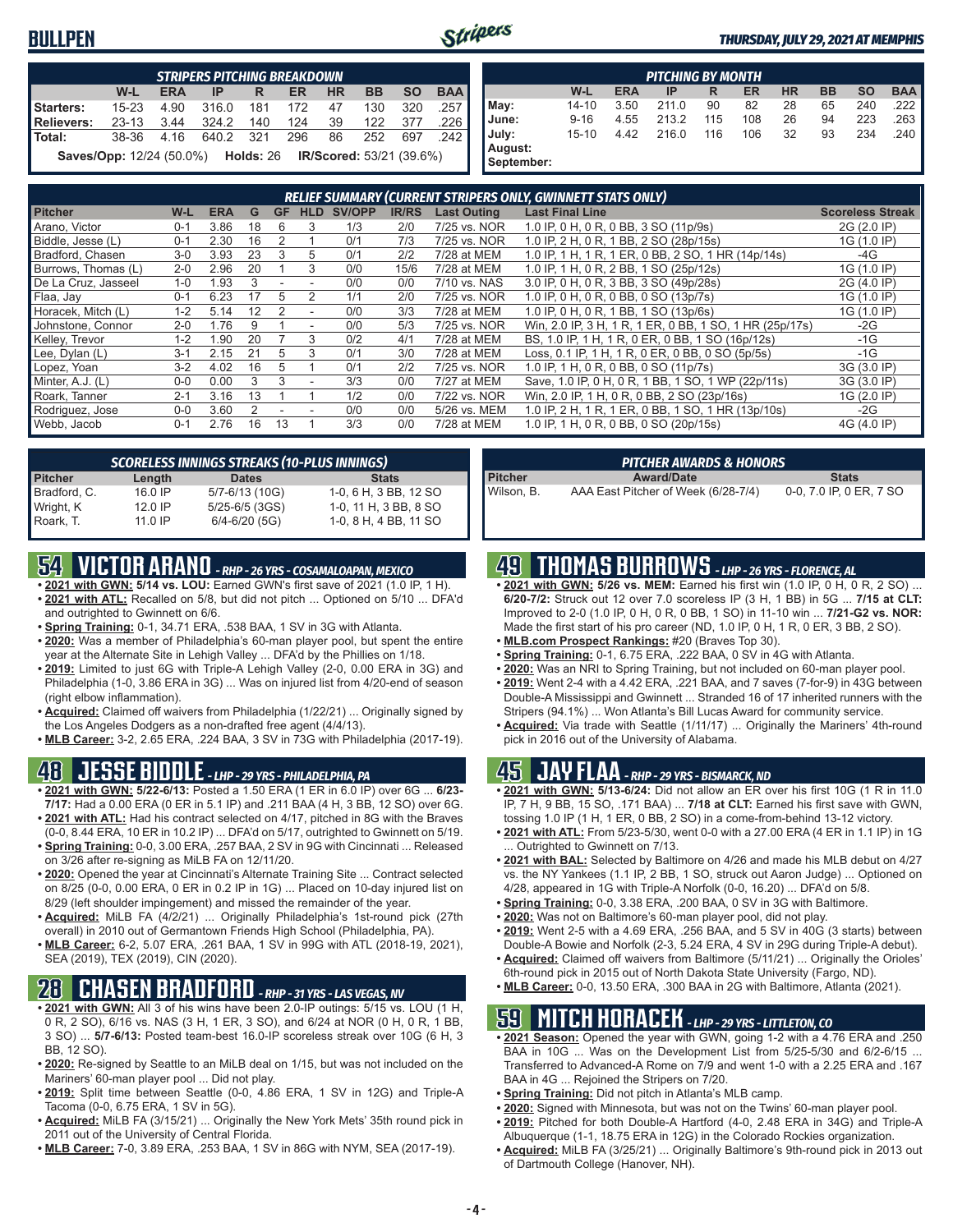# BULLPEN

*THURSDAY, JULY 29, 2021 AT MEMPHIS*

| STRIPERS PITCHING BREAKDOWN | W-L | ERA | IP | R | ER | HR | BB | SO | BAA |
|---|---|---|---|---|---|---|---|---|---|
| Starters: | 15-23 | 4.90 | 316.0 | 181 | 172 | 47 | 130 | 320 | .257 |
| Relievers: | 23-13 | 3.44 | 324.2 | 140 | 124 | 39 | 122 | 377 | .226 |
| Total: | 38-36 | 4.16 | 640.2 | 321 | 296 | 86 | 252 | 697 | .242 |

**Saves/Opp:** 12/24 (50.0%) **Holds:** 26 **IR/Scored:** 53/21 (39.6%)

| PITCHING BY MONTH | W-L | ERA | IP | R | ER | HR | BB | SO | BAA |
|---|---|---|---|---|---|---|---|---|---|
| May: | 14-10 | 3.50 | 211.0 | 90 | 82 | 28 | 65 | 240 | .222 |
| June: | 9-16 | 4.55 | 213.2 | 115 | 108 | 26 | 94 | 223 | .263 |
| July: | 15-10 | 4.42 | 216.0 | 116 | 106 | 32 | 93 | 234 | .240 |
| August: | | | | | | | | | |
| September: | | | | | | | | | |

### RELIEF SUMMARY (CURRENT STRIPERS ONLY, GWINNETT STATS ONLY)

| Pitcher | W-L | ERA | G | GF | HLD | SV/OPP | IR/RS | Last Outing | Last Final Line | Scoreless Streak |
|---|---|---|---|---|---|---|---|---|---|---|
| Arano, Victor | 0-1 | 3.86 | 18 | 6 | 3 | 1/3 | 2/0 | 7/25 vs. NOR | 1.0 IP, 0 H, 0 R, 0 BB, 3 SO (11p/9s) | 2G (2.0 IP) |
| Biddle, Jesse (L) | 0-1 | 2.30 | 16 | 2 | 1 | 0/1 | 7/3 | 7/25 vs. NOR | 1.0 IP, 2 H, 0 R, 1 BB, 2 SO (28p/15s) | 1G (1.0 IP) |
| Bradford, Chasen | 3-0 | 3.93 | 23 | 3 | 5 | 0/1 | 2/2 | 7/28 at MEM | 1.0 IP, 1 H, 1 R, 1 ER, 0 BB, 2 SO, 1 HR (14p/14s) | -4G |
| Burrows, Thomas (L) | 2-0 | 2.96 | 20 | 1 | 3 | 0/0 | 15/6 | 7/28 at MEM | 1.0 IP, 1 H, 0 R, 2 BB, 1 SO (25p/12s) | 1G (1.0 IP) |
| De La Cruz, Jasseel | 1-0 | 1.93 | 3 | - | - | 0/0 | 0/0 | 7/10 vs. NAS | 3.0 IP, 0 H, 0 R, 3 BB, 3 SO (49p/28s) | 2G (4.0 IP) |
| Flaa, Jay | 0-1 | 6.23 | 17 | 5 | 2 | 1/1 | 2/0 | 7/25 vs. NOR | 1.0 IP, 0 H, 0 R, 0 BB, 0 SO (13p/7s) | 1G (1.0 IP) |
| Horacek, Mitch (L) | 1-2 | 5.14 | 12 | 2 | - | 0/0 | 3/3 | 7/28 at MEM | 1.0 IP, 0 H, 0 R, 1 BB, 1 SO (13p/6s) | 1G (1.0 IP) |
| Johnstone, Connor | 2-0 | 1.76 | 9 | 1 | - | 0/0 | 5/3 | 7/25 vs. NOR | Win, 2.0 IP, 3 H, 1 R, 1 ER, 0 BB, 1 SO, 1 HR (25p/17s) | -2G |
| Kelley, Trevor | 1-2 | 1.90 | 20 | 7 | 3 | 0/2 | 4/1 | 7/28 at MEM | BS, 1.0 IP, 1 H, 1 R, 0 ER, 0 BB, 1 SO (16p/12s) | -1G |
| Lee, Dylan (L) | 3-1 | 2.15 | 21 | 5 | 3 | 0/1 | 3/0 | 7/28 at MEM | Loss, 0.1 IP, 1 H, 1 R, 0 ER, 0 BB, 0 SO (5p/5s) | -1G |
| Lopez, Yoan | 3-2 | 4.02 | 16 | 5 | 1 | 0/1 | 2/2 | 7/25 vs. NOR | 1.0 IP, 1 H, 0 R, 0 BB, 0 SO (11p/7s) | 3G (3.0 IP) |
| Minter, A.J. (L) | 0-0 | 0.00 | 3 | 3 | - | 3/3 | 0/0 | 7/27 at MEM | Save, 1.0 IP, 0 H, 0 R, 1 BB, 1 SO, 1 WP (22p/11s) | 3G (3.0 IP) |
| Roark, Tanner | 2-1 | 3.16 | 13 | 1 | 1 | 1/2 | 0/0 | 7/22 vs. NOR | Win, 2.0 IP, 1 H, 0 R, 0 BB, 2 SO (23p/16s) | 1G (2.0 IP) |
| Rodriguez, Jose | 0-0 | 3.60 | 2 | - | - | 0/0 | 0/0 | 5/26 vs. MEM | 1.0 IP, 2 H, 1 R, 1 ER, 0 BB, 1 SO, 1 HR (13p/10s) | -2G |
| Webb, Jacob | 0-1 | 2.76 | 16 | 13 | 1 | 3/3 | 0/0 | 7/28 at MEM | 1.0 IP, 1 H, 0 R, 0 BB, 0 SO (20p/15s) | 4G (4.0 IP) |

### SCORELESS INNINGS STREAKS (10-PLUS INNINGS)

| Pitcher | Length | Dates | Stats |
|---|---|---|---|
| Bradford, C. | 16.0 IP | 5/7-6/13 (10G) | 1-0, 6 H, 3 BB, 12 SO |
| Wright, K | 12.0 IP | 5/25-6/5 (3GS) | 1-0, 11 H, 3 BB, 8 SO |
| Roark, T. | 11.0 IP | 6/4-6/20 (5G) | 1-0, 8 H, 4 BB, 11 SO |

### PITCHER AWARDS & HONORS

| Pitcher | Award/Date | Stats |
|---|---|---|
| Wilson, B. | AAA East Pitcher of Week (6/28-7/4) | 0-0, 7.0 IP, 0 ER, 7 SO |

## 54 VICTOR ARANO - RHP - 26 YRS - COSAMALOAPAN, MEXICO

- **2021 with GWN: 5/14 vs. LOU:** Earned GWN's first save of 2021 (1.0 IP, 1 H).
- **2021 with ATL:** Recalled on 5/8, but did not pitch ... Optioned on 5/10 ... DFA'd and outrighted to Gwinnett on 6/6.
- **Spring Training:** 0-1, 34.71 ERA, .538 BAA, 1 SV in 3G with Atlanta.
- **2020:** Was a member of Philadelphia's 60-man player pool, but spent the entire year at the Alternate Site in Lehigh Valley ... DFA'd by the Phillies on 1/18.
- **2019:** Limited to just 6G with Triple-A Lehigh Valley (2-0, 0.00 ERA in 3G) and Philadelphia (1-0, 3.86 ERA in 3G) ... Was on injured list from 4/20-end of season (right elbow inflammation).
- **Acquired:** Claimed off waivers from Philadelphia (1/22/21) ... Originally signed by the Los Angeles Dodgers as a non-drafted free agent (4/4/13).
- **MLB Career:** 3-2, 2.65 ERA, .224 BAA, 3 SV in 73G with Philadelphia (2017-19).

## 48 JESSE BIDDLE - LHP - 29 YRS - PHILADELPHIA, PA

- **2021 with GWN: 5/22-6/13:** Posted a 1.50 ERA (1 ER in 6.0 IP) over 6G ... **6/23-7/17:** Had a 0.00 ERA (0 ER in 5.1 IP) and .211 BAA (4 H, 3 BB, 12 SO) over 6G.
- **2021 with ATL:** Had his contract selected on 4/17, pitched in 8G with the Braves (0-0, 8.44 ERA, 10 ER in 10.2 IP) ... DFA'd on 5/17, outrighted to Gwinnett on 5/19.
- **Spring Training:** 0-0, 3.00 ERA, .257 BAA, 2 SV in 9G with Cincinnati ... Released on 3/26 after re-signing as MiLB FA on 12/11/20.
- **2020:** Opened the year at Cincinnati's Alternate Training Site ... Contract selected on 8/25 (0-0, 0.00 ERA, 0 ER in 0.2 IP in 1G) ... Placed on 10-day injured list on 8/29 (left shoulder impingement) and missed the remainder of the year.
- **Acquired:** MiLB FA (4/2/21) ... Originally Philadelphia's 1st-round pick (27th overall) in 2010 out of Germantown Friends High School (Philadelphia, PA).
- **MLB Career:** 6-2, 5.07 ERA, .261 BAA, 1 SV in 99G with ATL (2018-19, 2021), SEA (2019), TEX (2019), CIN (2020).

## 28 CHASEN BRADFORD - RHP - 31 YRS - LAS VEGAS, NV

- **2021 with GWN:** All 3 of his wins have been 2.0-IP outings: 5/15 vs. LOU (1 H, 0 R, 2 SO), 6/16 vs. NAS (3 H, 1 ER, 3 SO), and 6/24 at NOR (0 H, 0 R, 1 BB, 3 SO) ... **5/7-6/13:** Posted team-best 16.0-IP scoreless streak over 10G (6 H, 3 BB, 12 SO).
- **2020:** Re-signed by Seattle to an MiLB deal on 1/15, but was not included on the Mariners' 60-man player pool ... Did not play.
- **2019:** Split time between Seattle (0-0, 4.86 ERA, 1 SV in 12G) and Triple-A Tacoma (0-0, 6.75 ERA, 1 SV in 5G).
- **Acquired:** MiLB FA (3/15/21) ... Originally the New York Mets' 35th round pick in 2011 out of the University of Central Florida.
- **MLB Career:** 7-0, 3.89 ERA, .253 BAA, 1 SV in 86G with NYM, SEA (2017-19).

## 49 THOMAS BURROWS - LHP - 26 YRS - FLORENCE, AL

- **2021 with GWN: 5/26 vs. MEM:** Earned his first win (1.0 IP, 0 H, 0 R, 2 SO) ... **6/20-7/2:** Struck out 12 over 7.0 scoreless IP (3 H, 1 BB) in 5G ... **7/15 at CLT:** Improved to 2-0 (1.0 IP, 0 H, 0 R, 0 BB, 1 SO) in 11-10 win ... **7/21-G2 vs. NOR:** Made the first start of his pro career (ND, 1.0 IP, 0 H, 1 R, 0 ER, 3 BB, 2 SO).
- **MLB.com Prospect Rankings:** #20 (Braves Top 30).
- **Spring Training:** 0-1, 6.75 ERA, .222 BAA, 0 SV in 4G with Atlanta.
- **2020:** Was an NRI to Spring Training, but not included on 60-man player pool.
- **2019:** Went 2-4 with a 4.42 ERA, .221 BAA, and 7 saves (7-for-9) in 43G between Double-A Mississippi and Gwinnett ... Stranded 16 of 17 inherited runners with the Stripers (94.1%) ... Won Atlanta's Bill Lucas Award for community service.
- **Acquired:** Via trade with Seattle (1/11/17) ... Originally the Mariners' 4th-round pick in 2016 out of the University of Alabama.

## 45 JAY FLAA - RHP - 29 YRS - BISMARCK, ND

- **2021 with GWN: 5/13-6/24:** Did not allow an ER over his first 10G (1 R in 11.0 IP, 7 H, 9 BB, 15 SO, .171 BAA) ... **7/18 at CLT:** Earned his first save with GWN, tossing 1.0 IP (1 H, 1 ER, 0 BB, 2 SO) in a come-from-behind 13-12 victory.
- **2021 with ATL:** From 5/23-5/30, went 0-0 with a 27.00 ERA (4 ER in 1.1 IP) in 1G ... Outrighted to Gwinnett on 7/13.
- **2021 with BAL:** Selected by Baltimore on 4/26 and made his MLB debut on 4/27 vs. the NY Yankees (1.1 IP, 2 BB, 1 SO, struck out Aaron Judge) ... Optioned on 4/28, appeared in 1G with Triple-A Norfolk (0-0, 16.20) ... DFA'd on 5/8.
- **Spring Training:** 0-0, 3.38 ERA, .200 BAA, 0 SV in 3G with Baltimore.
- **2020:** Was not on Baltimore's 60-man player pool, did not play.
- **2019:** Went 2-5 with a 4.69 ERA, .256 BAA, and 5 SV in 40G (3 starts) between Double-A Bowie and Norfolk (2-3, 5.24 ERA, 4 SV in 29G during Triple-A debut).
- **Acquired:** Claimed off waivers from Baltimore (5/11/21) ... Originally the Orioles' 6th-round pick in 2015 out of North Dakota State University (Fargo, ND).
- **MLB Career:** 0-0, 13.50 ERA, .300 BAA in 2G with Baltimore, Atlanta (2021).

## 59 MITCH HORACEK - LHP - 29 YRS - LITTLETON, CO

- **2021 Season:** Opened the year with GWN, going 1-2 with a 4.76 ERA and .250 BAA in 10G ... Was on the Development List from 5/25-5/30 and 6/2-6/15 ... Transferred to Advanced-A Rome on 7/9 and went 1-0 with a 2.25 ERA and .167 BAA in 4G ... Rejoined the Stripers on 7/20.
- **Spring Training:** Did not pitch in Atlanta's MLB camp.
- **2020:** Signed with Minnesota, but was not on the Twins' 60-man player pool.
- **2019:** Pitched for both Double-A Hartford (4-0, 2.48 ERA in 34G) and Triple-A Albuquerque (1-1, 18.75 ERA in 12G) in the Colorado Rockies organization.
- **Acquired:** MiLB FA (3/25/21) ... Originally Baltimore's 9th-round pick in 2013 out of Dartmouth College (Hanover, NH).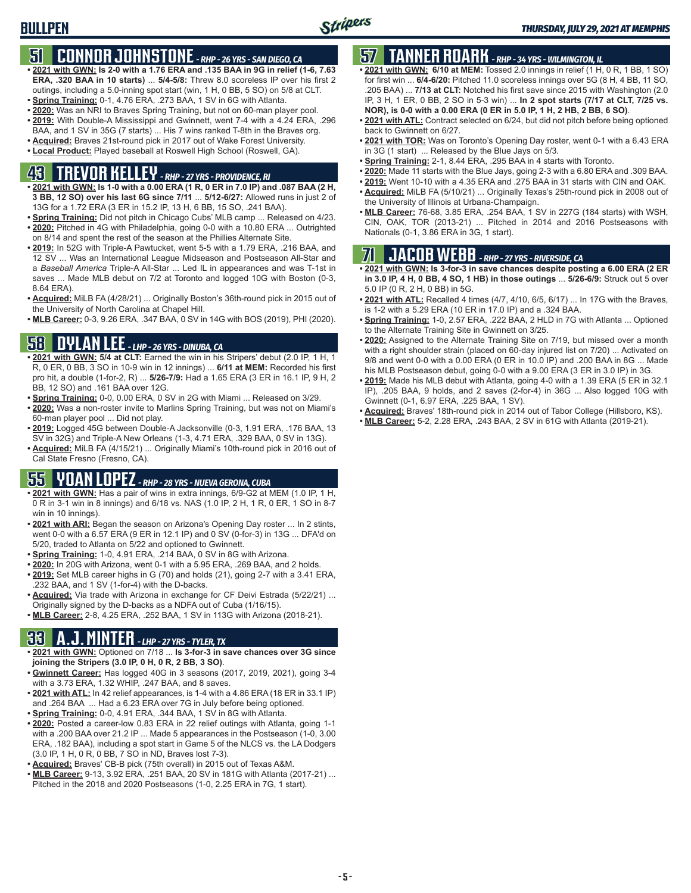# BULLPEN

## 51 CONNOR JOHNSTONE - RHP - 26 YRS - SAN DIEGO, CA

- **2021 with GWN: Is 2-0 with a 1.76 ERA and .135 BAA in 9G in relief (1-6, 7.63 ERA, .320 BAA in 10 starts)** ... **5/4-5/8:** Threw 8.0 scoreless IP over his first 2 outings, including a 5.0-inning spot start (win, 1 H, 0 BB, 5 SO) on 5/8 at CLT.
- **Spring Training:** 0-1, 4.76 ERA, .273 BAA, 1 SV in 6G with Atlanta.
- **2020:** Was an NRI to Braves Spring Training, but not on 60-man player pool.
- **2019:** With Double-A Mississippi and Gwinnett, went 7-4 with a 4.24 ERA, .296 BAA, and 1 SV in 35G (7 starts) ... His 7 wins ranked T-8th in the Braves org.
- **Acquired:** Braves 21st-round pick in 2017 out of Wake Forest University.
- **Local Product:** Played baseball at Roswell High School (Roswell, GA).

## 43 TREVOR KELLEY - RHP - 27 YRS - PROVIDENCE, RI

- **2021 with GWN: Is 1-0 with a 0.00 ERA (1 R, 0 ER in 7.0 IP) and .087 BAA (2 H, 3 BB, 12 SO) over his last 6G since 7/11** ... **5/12-6/27:** Allowed runs in just 2 of 13G for a 1.72 ERA (3 ER in 15.2 IP, 13 H, 6 BB, 15 SO, .241 BAA).
- **Spring Training:** Did not pitch in Chicago Cubs' MLB camp ... Released on 4/23.
- **2020:** Pitched in 4G with Philadelphia, going 0-0 with a 10.80 ERA ... Outrighted on 8/14 and spent the rest of the season at the Phillies Alternate Site.
- **2019:** In 52G with Triple-A Pawtucket, went 5-5 with a 1.79 ERA, .216 BAA, and 12 SV ... Was an International League Midseason and Postseason All-Star and a *Baseball America* Triple-A All-Star ... Led IL in appearances and was T-1st in saves ... Made MLB debut on 7/2 at Toronto and logged 10G with Boston (0-3, 8.64 ERA).
- **Acquired:** MiLB FA (4/28/21) ... Originally Boston's 36th-round pick in 2015 out of the University of North Carolina at Chapel Hill.
- **MLB Career:** 0-3, 9.26 ERA, .347 BAA, 0 SV in 14G with BOS (2019), PHI (2020).

## 58 DYLAN LEE - LHP - 26 YRS - DINUBA, CA

- **2021 with GWN: 5/4 at CLT:** Earned the win in his Stripers' debut (2.0 IP, 1 H, 1 R, 0 ER, 0 BB, 3 SO in 10-9 win in 12 innings) ... **6/11 at MEM:** Recorded his first pro hit, a double (1-for-2, R) ... **5/26-7/9:** Had a 1.65 ERA (3 ER in 16.1 IP, 9 H, 2 BB, 12 SO) and .161 BAA over 12G.
- **Spring Training:** 0-0, 0.00 ERA, 0 SV in 2G with Miami ... Released on 3/29.
- **2020:** Was a non-roster invite to Marlins Spring Training, but was not on Miami's 60-man player pool ... Did not play.
- **2019:** Logged 45G between Double-A Jacksonville (0-3, 1.91 ERA, .176 BAA, 13 SV in 32G) and Triple-A New Orleans (1-3, 4.71 ERA, .329 BAA, 0 SV in 13G).
- **Acquired:** MiLB FA (4/15/21) ... Originally Miami's 10th-round pick in 2016 out of Cal State Fresno (Fresno, CA).

## 55 YOAN LOPEZ - RHP - 28 YRS - NUEVA GERONA, CUBA

- **2021 with GWN:** Has a pair of wins in extra innings, 6/9-G2 at MEM (1.0 IP, 1 H, 0 R in 3-1 win in 8 innings) and 6/18 vs. NAS (1.0 IP, 2 H, 1 R, 0 ER, 1 SO in 8-7 win in 10 innings).
- **2021 with ARI:** Began the season on Arizona's Opening Day roster ... In 2 stints, went 0-0 with a 6.57 ERA (9 ER in 12.1 IP) and 0 SV (0-for-3) in 13G ... DFA'd on 5/20, traded to Atlanta on 5/22 and optioned to Gwinnett.
- **Spring Training:** 1-0, 4.91 ERA, .214 BAA, 0 SV in 8G with Arizona.
- **2020:** In 20G with Arizona, went 0-1 with a 5.95 ERA, .269 BAA, and 2 holds.
- **2019:** Set MLB career highs in G (70) and holds (21), going 2-7 with a 3.41 ERA, .232 BAA, and 1 SV (1-for-4) with the D-backs.
- **Acquired:** Via trade with Arizona in exchange for CF Deivi Estrada (5/22/21) ... Originally signed by the D-backs as a NDFA out of Cuba (1/16/15).
- **MLB Career:** 2-8, 4.25 ERA, .252 BAA, 1 SV in 113G with Arizona (2018-21).

## 33 A.J. MINTER - LHP - 27 YRS - TYLER, TX

- **2021 with GWN:** Optioned on 7/18 ... **Is 3-for-3 in save chances over 3G since joining the Stripers (3.0 IP, 0 H, 0 R, 2 BB, 3 SO)**.
- **Gwinnett Career:** Has logged 40G in 3 seasons (2017, 2019, 2021), going 3-4 with a 3.73 ERA, 1.32 WHIP, .247 BAA, and 8 saves.
- **2021 with ATL:** In 42 relief appearances, is 1-4 with a 4.86 ERA (18 ER in 33.1 IP) and .264 BAA ... Had a 6.23 ERA over 7G in July before being optioned.
- **Spring Training:** 0-0, 4.91 ERA, .344 BAA, 1 SV in 8G with Atlanta.
- **2020:** Posted a career-low 0.83 ERA in 22 relief outings with Atlanta, going 1-1 with a .200 BAA over 21.2 IP ... Made 5 appearances in the Postseason (1-0, 3.00 ERA, .182 BAA), including a spot start in Game 5 of the NLCS vs. the LA Dodgers (3.0 IP, 1 H, 0 R, 0 BB, 7 SO in ND, Braves lost 7-3).
- **Acquired:** Braves' CB-B pick (75th overall) in 2015 out of Texas A&M.
- **MLB Career:** 9-13, 3.92 ERA, .251 BAA, 20 SV in 181G with Atlanta (2017-21) ... Pitched in the 2018 and 2020 Postseasons (1-0, 2.25 ERA in 7G, 1 start).

## 57 TANNER ROARK - RHP - 34 YRS - WILMINGTON, IL

- **2021 with GWN: 6/10 at MEM:** Tossed 2.0 innings in relief (1 H, 0 R, 1 BB, 1 SO) for first win ... **6/4-6/20:** Pitched 11.0 scoreless innings over 5G (8 H, 4 BB, 11 SO, .205 BAA) ... **7/13 at CLT:** Notched his first save since 2015 with Washington (2.0 IP, 3 H, 1 ER, 0 BB, 2 SO in 5-3 win) ... **In 2 spot starts (7/17 at CLT, 7/25 vs. NOR), is 0-0 with a 0.00 ERA (0 ER in 5.0 IP, 1 H, 2 HB, 2 BB, 6 SO)**.
- **2021 with ATL:** Contract selected on 6/24, but did not pitch before being optioned back to Gwinnett on 6/27.
- **2021 with TOR:** Was on Toronto's Opening Day roster, went 0-1 with a 6.43 ERA in 3G (1 start) ... Released by the Blue Jays on 5/3.
- **Spring Training:** 2-1, 8.44 ERA, .295 BAA in 4 starts with Toronto.
- **2020:** Made 11 starts with the Blue Jays, going 2-3 with a 6.80 ERA and .309 BAA.
- **2019:** Went 10-10 with a 4.35 ERA and .275 BAA in 31 starts with CIN and OAK.
- **Acquired:** MiLB FA (5/10/21) ... Originally Texas's 25th-round pick in 2008 out of the University of Illinois at Urbana-Champaign.
- **MLB Career:** 76-68, 3.85 ERA, .254 BAA, 1 SV in 227G (184 starts) with WSH, CIN, OAK, TOR (2013-21) ... Pitched in 2014 and 2016 Postseasons with Nationals (0-1, 3.86 ERA in 3G, 1 start).

## 71 JACOB WEBB - RHP - 27 YRS - RIVERSIDE, CA

- **2021 with GWN: Is 3-for-3 in save chances despite posting a 6.00 ERA (2 ER in 3.0 IP, 4 H, 0 BB, 4 SO, 1 HB) in those outings** ... **5/26-6/9:** Struck out 5 over 5.0 IP (0 R, 2 H, 0 BB) in 5G.
- **2021 with ATL:** Recalled 4 times (4/7, 4/10, 6/5, 6/17) ... In 17G with the Braves, is 1-2 with a 5.29 ERA (10 ER in 17.0 IP) and a .324 BAA.
- **Spring Training:** 1-0, 2.57 ERA, .222 BAA, 2 HLD in 7G with Atlanta ... Optioned to the Alternate Training Site in Gwinnett on 3/25.
- **2020:** Assigned to the Alternate Training Site on 7/19, but missed over a month with a right shoulder strain (placed on 60-day injured list on 7/20) ... Activated on 9/8 and went 0-0 with a 0.00 ERA (0 ER in 10.0 IP) and .200 BAA in 8G ... Made his MLB Postseason debut, going 0-0 with a 9.00 ERA (3 ER in 3.0 IP) in 3G.
- **2019:** Made his MLB debut with Atlanta, going 4-0 with a 1.39 ERA (5 ER in 32.1 IP), .205 BAA, 9 holds, and 2 saves (2-for-4) in 36G ... Also logged 10G with Gwinnett (0-1, 6.97 ERA, .225 BAA, 1 SV).
- **Acquired:** Braves' 18th-round pick in 2014 out of Tabor College (Hillsboro, KS).
- **MLB Career:** 5-2, 2.28 ERA, .243 BAA, 2 SV in 61G with Atlanta (2019-21).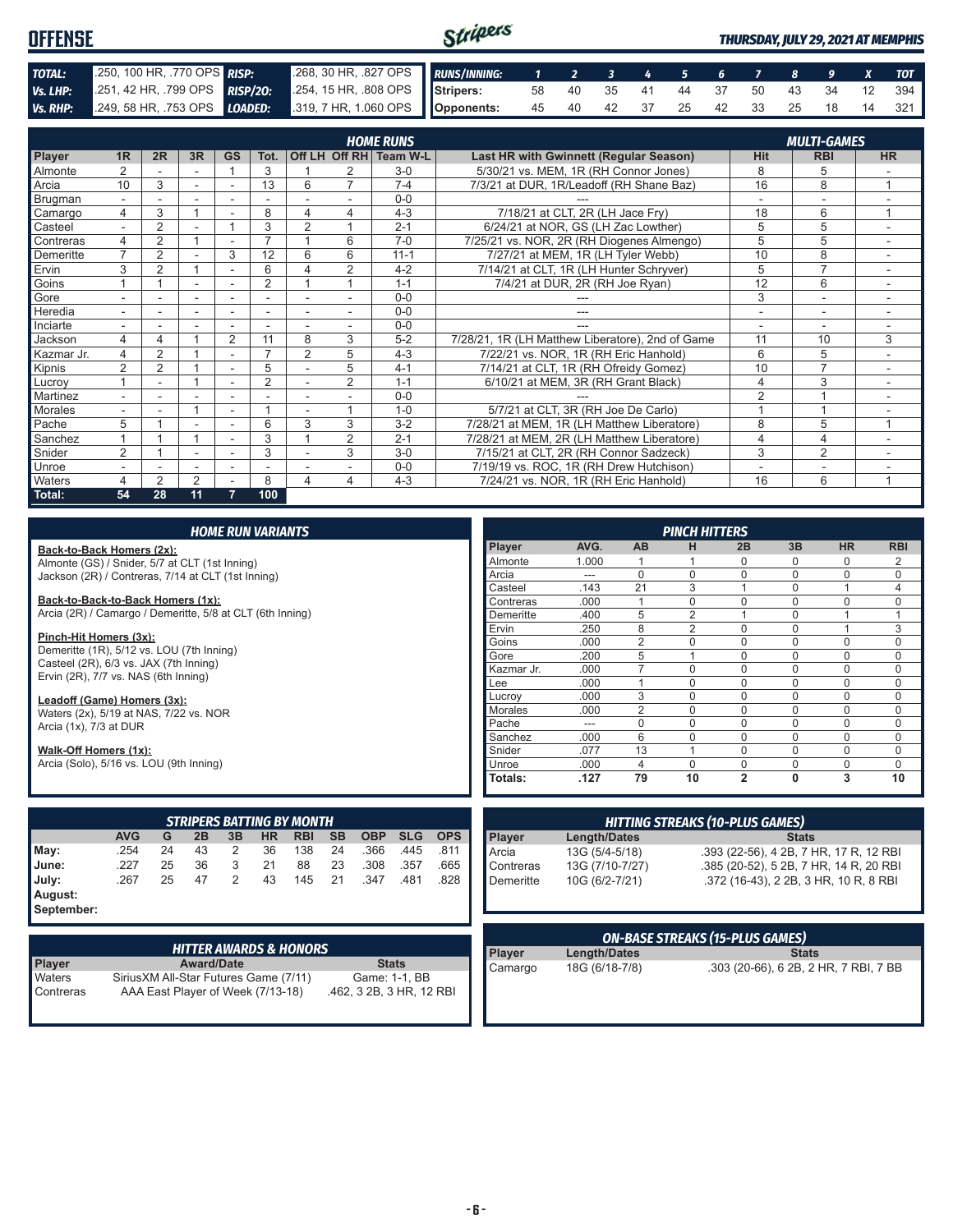# OFFENSE

*THURSDAY, JULY 29, 2021 AT MEMPHIS*

| | | | |
|---|---|---|---|
| **TOTAL:** | .250, 100 HR, .770 OPS | **RISP:** | .268, 30 HR, .827 OPS |
| **Vs. LHP:** | .251, 42 HR, .799 OPS | **RISP/2O:** | .254, 15 HR, .808 OPS |
| **Vs. RHP:** | .249, 58 HR, .753 OPS | **LOADED:** | .319, 7 HR, 1.060 OPS |

| RUNS/INNING: | 1 | 2 | 3 | 4 | 5 | 6 | 7 | 8 | 9 | X | TOT |
|---|---|---|---|---|---|---|---|---|---|---|---|
| Stripers: | 58 | 40 | 35 | 41 | 44 | 37 | 50 | 43 | 34 | 12 | 394 |
| Opponents: | 45 | 40 | 42 | 37 | 25 | 42 | 33 | 25 | 18 | 14 | 321 |

## HOME RUNS / MULTI-GAMES

| Player | 1R | 2R | 3R | GS | Tot. | Off LH | Off RH | Team W-L | Last HR with Gwinnett (Regular Season) | Hit | RBI | HR |
|---|---|---|---|---|---|---|---|---|---|---|---|---|
| Almonte | 2 | - | - | 1 | 3 | 1 | 2 | 3-0 | 5/30/21 vs. MEM, 1R (RH Connor Jones) | 8 | 5 | - |
| Arcia | 10 | 3 | - | - | 13 | 6 | 7 | 7-4 | 7/3/21 at DUR, 1R/Leadoff (RH Shane Baz) | 16 | 8 | 1 |
| Brugman | - | - | - | - | - | - | - | 0-0 | --- | - | - | - |
| Camargo | 4 | 3 | 1 | - | 8 | 4 | 4 | 4-3 | 7/18/21 at CLT, 2R (LH Jace Fry) | 18 | 6 | 1 |
| Casteel | - | 2 | - | 1 | 3 | 2 | 1 | 2-1 | 6/24/21 at NOR, GS (LH Zac Lowther) | 5 | 5 | - |
| Contreras | 4 | 2 | 1 | - | 7 | 1 | 6 | 7-0 | 7/25/21 vs. NOR, 2R (RH Diogenes Almengo) | 5 | 5 | - |
| Demeritte | 7 | 2 | - | 3 | 12 | 6 | 6 | 11-1 | 7/27/21 at MEM, 1R (LH Tyler Webb) | 10 | 8 | - |
| Ervin | 3 | 2 | 1 | - | 6 | 4 | 2 | 4-2 | 7/14/21 at CLT, 1R (LH Hunter Schryver) | 5 | 7 | - |
| Goins | 1 | 1 | - | - | 2 | 1 | 1 | 1-1 | 7/4/21 at DUR, 2R (RH Joe Ryan) | 12 | 6 | - |
| Gore | - | - | - | - | - | - | - | 0-0 | --- | 3 | - | - |
| Heredia | - | - | - | - | - | - | - | 0-0 | --- | - | - | - |
| Inciarte | - | - | - | - | - | - | - | 0-0 | --- | - | - | - |
| Jackson | 4 | 4 | 1 | 2 | 11 | 8 | 3 | 5-2 | 7/28/21, 1R (LH Matthew Liberatore), 2nd of Game | 11 | 10 | 3 |
| Kazmar Jr. | 4 | 2 | 1 | - | 7 | 2 | 5 | 4-3 | 7/22/21 vs. NOR, 1R (RH Eric Hanhold) | 6 | 5 | - |
| Kipnis | 2 | 2 | 1 | - | 5 | - | 5 | 4-1 | 7/14/21 at CLT, 1R (RH Ofreidy Gomez) | 10 | 7 | - |
| Lucroy | 1 | - | 1 | - | 2 | - | 2 | 1-1 | 6/10/21 at MEM, 3R (RH Grant Black) | 4 | 3 | - |
| Martinez | - | - | - | - | - | - | - | 0-0 | --- | 2 | 1 | - |
| Morales | - | - | 1 | - | 1 | - | 1 | 1-0 | 5/7/21 at CLT, 3R (RH Joe De Carlo) | 1 | 1 | - |
| Pache | 5 | 1 | - | - | 6 | 3 | 3 | 3-2 | 7/28/21 at MEM, 1R (LH Matthew Liberatore) | 8 | 5 | 1 |
| Sanchez | 1 | 1 | 1 | - | 3 | 1 | 2 | 2-1 | 7/28/21 at MEM, 2R (LH Matthew Liberatore) | 4 | 4 | - |
| Snider | 2 | 1 | - | - | 3 | - | 3 | 3-0 | 7/15/21 at CLT, 2R (RH Connor Sadzeck) | 3 | 2 | - |
| Unroe | - | - | - | - | - | - | - | 0-0 | 7/19/19 vs. ROC, 1R (RH Drew Hutchison) | - | - | - |
| Waters | 4 | 2 | 2 | - | 8 | 4 | 4 | 4-3 | 7/24/21 vs. NOR, 1R (RH Eric Hanhold) | 16 | 6 | 1 |
| **Total:** | **54** | **28** | **11** | **7** | **100** | | | | | | | |

## HOME RUN VARIANTS

**Back-to-Back Homers (2x):**
Almonte (GS) / Snider, 5/7 at CLT (1st Inning)
Jackson (2R) / Contreras, 7/14 at CLT (1st Inning)

**Back-to-Back-to-Back Homers (1x):**
Arcia (2R) / Camargo / Demeritte, 5/8 at CLT (6th Inning)

**Pinch-Hit Homers (3x):**
Demeritte (1R), 5/12 vs. LOU (7th Inning)
Casteel (2R), 6/3 vs. JAX (7th Inning)
Ervin (2R), 7/7 vs. NAS (6th Inning)

**Leadoff (Game) Homers (3x):**
Waters (2x), 5/19 at NAS, 7/22 vs. NOR
Arcia (1x), 7/3 at DUR

**Walk-Off Homers (1x):**
Arcia (Solo), 5/16 vs. LOU (9th Inning)

## PINCH HITTERS

| Player | AVG. | AB | H | 2B | 3B | HR | RBI |
|---|---|---|---|---|---|---|---|
| Almonte | 1.000 | 1 | 1 | 0 | 0 | 0 | 2 |
| Arcia | --- | 0 | 0 | 0 | 0 | 0 | 0 |
| Casteel | .143 | 21 | 3 | 1 | 0 | 1 | 4 |
| Contreras | .000 | 1 | 0 | 0 | 0 | 0 | 0 |
| Demeritte | .400 | 5 | 2 | 1 | 0 | 1 | 1 |
| Ervin | .250 | 8 | 2 | 0 | 0 | 1 | 3 |
| Goins | .000 | 2 | 0 | 0 | 0 | 0 | 0 |
| Gore | .200 | 5 | 1 | 0 | 0 | 0 | 0 |
| Kazmar Jr. | .000 | 7 | 0 | 0 | 0 | 0 | 0 |
| Lee | .000 | 1 | 0 | 0 | 0 | 0 | 0 |
| Lucroy | .000 | 3 | 0 | 0 | 0 | 0 | 0 |
| Morales | .000 | 2 | 0 | 0 | 0 | 0 | 0 |
| Pache | --- | 0 | 0 | 0 | 0 | 0 | 0 |
| Sanchez | .000 | 6 | 0 | 0 | 0 | 0 | 0 |
| Snider | .077 | 13 | 1 | 0 | 0 | 0 | 0 |
| Unroe | .000 | 4 | 0 | 0 | 0 | 0 | 0 |
| **Totals:** | **.127** | **79** | **10** | **2** | **0** | **3** | **10** |

## STRIPERS BATTING BY MONTH

| | AVG | G | 2B | 3B | HR | RBI | SB | OBP | SLG | OPS |
|---|---|---|---|---|---|---|---|---|---|---|
| May: | .254 | 24 | 43 | 2 | 36 | 138 | 24 | .366 | .445 | .811 |
| June: | .227 | 25 | 36 | 3 | 21 | 88 | 23 | .308 | .357 | .665 |
| July: | .267 | 25 | 47 | 2 | 43 | 145 | 21 | .347 | .481 | .828 |
| August: | | | | | | | | | | |
| September: | | | | | | | | | | |

## HITTING STREAKS (10-PLUS GAMES)

| Player | Length/Dates | Stats |
|---|---|---|
| Arcia | 13G (5/4-5/18) | .393 (22-56), 4 2B, 7 HR, 17 R, 12 RBI |
| Contreras | 13G (7/10-7/27) | .385 (20-52), 5 2B, 7 HR, 14 R, 20 RBI |
| Demeritte | 10G (6/2-7/21) | .372 (16-43), 2 2B, 3 HR, 10 R, 8 RBI |

## HITTER AWARDS & HONORS

| Player | Award/Date | Stats |
|---|---|---|
| Waters | SiriusXM All-Star Futures Game (7/11) | Game: 1-1, BB |
| Contreras | AAA East Player of Week (7/13-18) | .462, 3 2B, 3 HR, 12 RBI |

## ON-BASE STREAKS (15-PLUS GAMES)

| Player | Length/Dates | Stats |
|---|---|---|
| Camargo | 18G (6/18-7/8) | .303 (20-66), 6 2B, 2 HR, 7 RBI, 7 BB |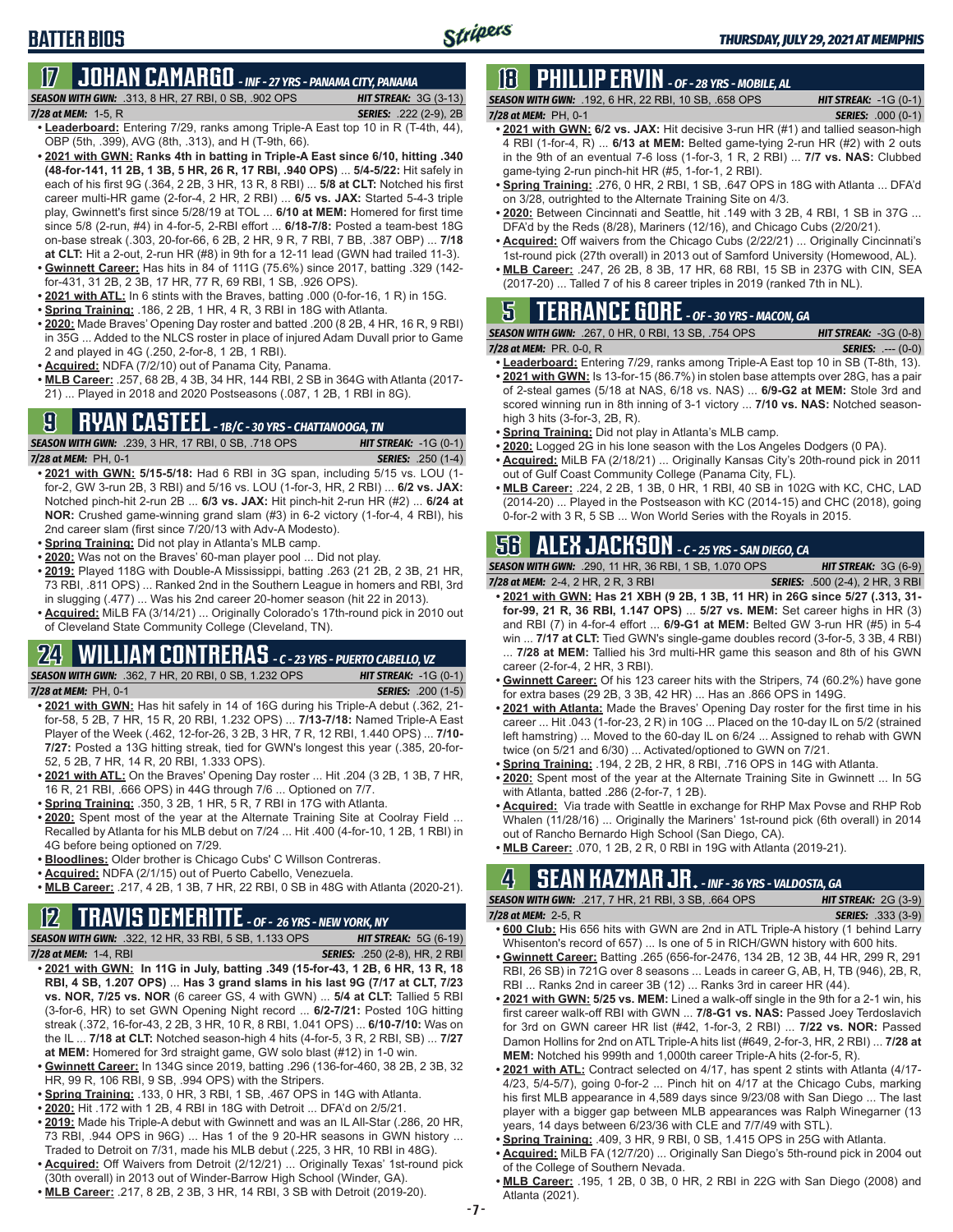# BATTER BIOS

## 17 JOHAN CAMARGO - INF - 27 YRS - PANAMA CITY, PANAMA

**SEASON WITH GWN:** .313, 8 HR, 27 RBI, 0 SB, .902 OPS | **HIT STREAK:** 3G (3-13)
**7/28 at MEM:** 1-5, R | **SERIES:** .222 (2-9), 2B

- **Leaderboard:** Entering 7/29, ranks among Triple-A East top 10 in R (T-4th, 44), OBP (5th, .399), AVG (8th, .313), and H (T-9th, 66).
- **2021 with GWN: Ranks 4th in batting in Triple-A East since 6/10, hitting .340 (48-for-141, 11 2B, 1 3B, 5 HR, 26 R, 17 RBI, .940 OPS)** ... **5/4-5/22:** Hit safely in each of his first 9G (.364, 2 2B, 3 HR, 13 R, 8 RBI) ... **5/8 at CLT:** Notched his first career multi-HR game (2-for-4, 2 HR, 2 RBI) ... **6/5 vs. JAX:** Started 5-4-3 triple play, Gwinnett's first since 5/28/19 at TOL ... **6/10 at MEM:** Homered for first time since 5/8 (2-run, #4) in 4-for-5, 2-RBI effort ... **6/18-7/8:** Posted a team-best 18G on-base streak (.303, 20-for-66, 6 2B, 2 HR, 9 R, 7 RBI, 7 BB, .387 OBP) ... **7/18 at CLT:** Hit a 2-out, 2-run HR (#8) in 9th for a 12-11 lead (GWN had trailed 11-3).
- **Gwinnett Career:** Has hits in 84 of 111G (75.6%) since 2017, batting .329 (142-for-431, 31 2B, 2 3B, 17 HR, 77 R, 69 RBI, 1 SB, .926 OPS).
- **2021 with ATL:** In 6 stints with the Braves, batting .000 (0-for-16, 1 R) in 15G.
- **Spring Training:** .186, 2 2B, 1 HR, 4 R, 3 RBI in 18G with Atlanta.
- **2020:** Made Braves' Opening Day roster and batted .200 (8 2B, 4 HR, 16 R, 9 RBI) in 35G ... Added to the NLCS roster in place of injured Adam Duvall prior to Game 2 and played in 4G (.250, 2-for-8, 1 2B, 1 RBI).
- **Acquired:** NDFA (7/2/10) out of Panama City, Panama.
- **MLB Career:** .257, 68 2B, 4 3B, 34 HR, 144 RBI, 2 SB in 364G with Atlanta (2017-21) ... Played in 2018 and 2020 Postseasons (.087, 1 2B, 1 RBI in 8G).

## 9 RYAN CASTEEL - 1B/C - 30 YRS - CHATTANOOGA, TN

**SEASON WITH GWN:** .239, 3 HR, 17 RBI, 0 SB, .718 OPS | **HIT STREAK:** -1G (0-1)
**7/28 at MEM:** PH, 0-1 | **SERIES:** .250 (1-4)

- **2021 with GWN: 5/15-5/18:** Had 6 RBI in 3G span, including 5/15 vs. LOU (1-for-2, GW 3-run 2B, 3 RBI) and 5/16 vs. LOU (1-for-3, HR, 2 RBI) ... **6/2 vs. JAX:** Notched pinch-hit 2-run 2B ... **6/3 vs. JAX:** Hit pinch-hit 2-run HR (#2) ... **6/24 at NOR:** Crushed game-winning grand slam (#3) in 6-2 victory (1-for-4, 4 RBI), his 2nd career slam (first since 7/20/13 with Adv-A Modesto).
- **Spring Training:** Did not play in Atlanta's MLB camp.
- **2020:** Was not on the Braves' 60-man player pool ... Did not play.
- **2019:** Played 118G with Double-A Mississippi, batting .263 (21 2B, 2 3B, 21 HR, 73 RBI, .811 OPS) ... Ranked 2nd in the Southern League in homers and RBI, 3rd in slugging (.477) ... Was his 2nd career 20-homer season (hit 22 in 2013).
- **Acquired:** MiLB FA (3/14/21) ... Originally Colorado's 17th-round pick in 2010 out of Cleveland State Community College (Cleveland, TN).

## 24 WILLIAM CONTRERAS - C - 23 YRS - PUERTO CABELLO, VZ

**SEASON WITH GWN:** .362, 7 HR, 20 RBI, 0 SB, 1.232 OPS | **HIT STREAK:** -1G (0-1)
**7/28 at MEM:** PH, 0-1 | **SERIES:** .200 (1-5)

- **2021 with GWN:** Has hit safely in 14 of 16G during his Triple-A debut (.362, 21-for-58, 5 2B, 7 HR, 15 R, 20 RBI, 1.232 OPS) ... **7/13-7/18:** Named Triple-A East Player of the Week (.462, 12-for-26, 3 2B, 3 HR, 7 R, 12 RBI, 1.440 OPS) ... **7/10-7/27:** Posted a 13G hitting streak, tied for GWN's longest this year (.385, 20-for-52, 5 2B, 7 HR, 14 R, 20 RBI, 1.333 OPS).
- **2021 with ATL:** On the Braves' Opening Day roster ... Hit .204 (3 2B, 1 3B, 7 HR, 16 R, 21 RBI, .666 OPS) in 44G through 7/6 ... Optioned on 7/7.
- **Spring Training:** .350, 3 2B, 1 HR, 5 R, 7 RBI in 17G with Atlanta.
- **2020:** Spent most of the year at the Alternate Training Site at Coolray Field ... Recalled by Atlanta for his MLB debut on 7/24 ... Hit .400 (4-for-10, 1 2B, 1 RBI) in 4G before being optioned on 7/29.
- **Bloodlines:** Older brother is Chicago Cubs' C Willson Contreras.
- **Acquired:** NDFA (2/1/15) out of Puerto Cabello, Venezuela.
- **MLB Career:** .217, 4 2B, 1 3B, 7 HR, 22 RBI, 0 SB in 48G with Atlanta (2020-21).

## 12 TRAVIS DEMERITTE - OF - 26 YRS - NEW YORK, NY

**SEASON WITH GWN:** .322, 12 HR, 33 RBI, 5 SB, 1.133 OPS | **HIT STREAK:** 5G (6-19)
**7/28 at MEM:** 1-4, RBI | **SERIES:** .250 (2-8), HR, 2 RBI

- **2021 with GWN: In 11G in July, batting .349 (15-for-43, 1 2B, 6 HR, 13 R, 18 RBI, 4 SB, 1.207 OPS)** ... **Has 3 grand slams in his last 9G (7/17 at CLT, 7/23 vs. NOR, 7/25 vs. NOR** (6 career GS, 4 with GWN) ... **5/4 at CLT:** Tallied 5 RBI (3-for-6, HR) to set GWN Opening Night record ... **6/2-7/21:** Posted 10G hitting streak (.372, 16-for-43, 2 2B, 3 HR, 10 R, 8 RBI, 1.041 OPS) ... **6/10-7/10:** Was on the IL ... **7/18 at CLT:** Notched season-high 4 hits (4-for-5, 3 R, 2 RBI, SB) ... **7/27 at MEM:** Homered for 3rd straight game, GW solo blast (#12) in 1-0 win.
- **Gwinnett Career:** In 134G since 2019, batting .296 (136-for-460, 38 2B, 2 3B, 32 HR, 99 R, 106 RBI, 9 SB, .994 OPS) with the Stripers.
- **Spring Training:** .133, 0 HR, 3 RBI, 1 SB, .467 OPS in 14G with Atlanta.
- **2020:** Hit .172 with 1 2B, 4 RBI in 18G with Detroit ... DFA'd on 2/5/21.
- **2019:** Made his Triple-A debut with Gwinnett and was an IL All-Star (.286, 20 HR, 73 RBI, .944 OPS in 96G) ... Has 1 of the 9 20-HR seasons in GWN history ... Traded to Detroit on 7/31, made his MLB debut (.225, 3 HR, 10 RBI in 48G).
- **Acquired:** Off Waivers from Detroit (2/12/21) ... Originally Texas' 1st-round pick (30th overall) in 2013 out of Winder-Barrow High School (Winder, GA).
- **MLB Career:** .217, 8 2B, 2 3B, 3 HR, 14 RBI, 3 SB with Detroit (2019-20).

## 18 PHILLIP ERVIN - OF - 28 YRS - MOBILE, AL

**SEASON WITH GWN:** .192, 6 HR, 22 RBI, 10 SB, .658 OPS | **HIT STREAK:** -1G (0-1)
**7/28 at MEM:** PH, 0-1 | **SERIES:** .000 (0-1)

- **2021 with GWN: 6/2 vs. JAX:** Hit decisive 3-run HR (#1) and tallied season-high 4 RBI (1-for-4, R) ... **6/13 at MEM:** Belted game-tying 2-run HR (#2) with 2 outs in the 9th of an eventual 7-6 loss (1-for-3, 1 R, 2 RBI) ... **7/7 vs. NAS:** Clubbed game-tying 2-run pinch-hit HR (#5, 1-for-1, 2 RBI).
- **Spring Training:** .276, 0 HR, 2 RBI, 1 SB, .647 OPS in 18G with Atlanta ... DFA'd on 3/28, outrighted to the Alternate Training Site on 4/3.
- **2020:** Between Cincinnati and Seattle, hit .149 with 3 2B, 4 RBI, 1 SB in 37G ... DFA'd by the Reds (8/28), Mariners (12/16), and Chicago Cubs (2/20/21).
- **Acquired:** Off waivers from the Chicago Cubs (2/22/21) ... Originally Cincinnati's 1st-round pick (27th overall) in 2013 out of Samford University (Homewood, AL).
- **MLB Career:** .247, 26 2B, 8 3B, 17 HR, 68 RBI, 15 SB in 237G with CIN, SEA (2017-20) ... Talled 7 of his 8 career triples in 2019 (ranked 7th in NL).

## 5 TERRANCE GORE - OF - 30 YRS - MACON, GA

**SEASON WITH GWN:** .267, 0 HR, 0 RBI, 13 SB, .754 OPS | **HIT STREAK:** -3G (0-8)
**7/28 at MEM:** PR, 0-0, R | **SERIES:** .--- (0-0)

- **Leaderboard:** Entering 7/29, ranks among Triple-A East top 10 in SB (T-8th, 13).
- **2021 with GWN:** Is 13-for-15 (86.7%) in stolen base attempts over 28G, has a pair of 2-steal games (5/18 at NAS, 6/18 vs. NAS) ... **6/9-G2 at MEM:** Stole 3rd and scored winning run in 8th inning of 3-1 victory ... **7/10 vs. NAS:** Notched season-high 3 hits (3-for-3, 2B, R).
- **Spring Training:** Did not play in Atlanta's MLB camp.
- **2020:** Logged 2G in his lone season with the Los Angeles Dodgers (0 PA).
- **Acquired:** MiLB FA (2/18/21) ... Originally Kansas City's 20th-round pick in 2011 out of Gulf Coast Community College (Panama City, FL).
- **MLB Career:** .224, 2 2B, 1 3B, 0 HR, 1 RBI, 40 SB in 102G with KC, CHC, LAD (2014-20) ... Played in the Postseason with KC (2014-15) and CHC (2018), going 0-for-2 with 3 R, 5 SB ... Won World Series with the Royals in 2015.

## 56 ALEX JACKSON - C - 25 YRS - SAN DIEGO, CA

**SEASON WITH GWN:** .290, 11 HR, 36 RBI, 1 SB, 1.070 OPS | **HIT STREAK:** 3G (6-9)
**7/28 at MEM:** 2-4, 2 HR, 2 R, 3 RBI | **SERIES:** .500 (2-4), 2 HR, 3 RBI

- **2021 with GWN: Has 21 XBH (9 2B, 1 3B, 11 HR) in 26G since 5/27 (.313, 31-for-99, 21 R, 36 RBI, 1.147 OPS)** ... **5/27 vs. MEM:** Set career highs in HR (3) and RBI (7) in 4-for-4 effort ... **6/9-G1 at MEM:** Belted GW 3-run HR (#5) in 5-4 win ... **7/17 at CLT:** Tied GWN's single-game doubles record (3-for-5, 3 3B, 4 RBI) ... **7/28 at MEM:** Tallied his 3rd multi-HR game this season and 8th of his GWN career (2-for-4, 2 HR, 3 RBI).
- **Gwinnett Career:** Of his 123 career hits with the Stripers, 74 (60.2%) have gone for extra bases (29 2B, 3 3B, 42 HR) ... Has an .866 OPS in 149G.
- **2021 with Atlanta:** Made the Braves' Opening Day roster for the first time in his career ... Hit .043 (1-for-23, 2 R) in 10G ... Placed on the 10-day IL on 5/2 (strained left hamstring) ... Moved to the 60-day IL on 6/24 ... Assigned to rehab with GWN twice (on 5/21 and 6/30) ... Activated/optioned to GWN on 7/21.
- **Spring Training:** .194, 2 2B, 2 HR, 8 RBI, .716 OPS in 14G with Atlanta.
- **2020:** Spent most of the year at the Alternate Training Site in Gwinnett ... In 5G with Atlanta, batted .286 (2-for-7, 1 2B).
- **Acquired:** Via trade with Seattle in exchange for RHP Max Povse and RHP Rob Whalen (11/28/16) ... Originally the Mariners' 1st-round pick (6th overall) in 2014 out of Rancho Bernardo High School (San Diego, CA).
- **MLB Career:** .070, 1 2B, 2 R, 0 RBI in 19G with Atlanta (2019-21).

## 4 SEAN KAZMAR JR. - INF - 36 YRS - VALDOSTA, GA

**SEASON WITH GWN:** .217, 7 HR, 21 RBI, 3 SB, .664 OPS | **HIT STREAK:** 2G (3-9)
**7/28 at MEM:** 2-5, R | **SERIES:** .333 (3-9)

- **600 Club:** His 656 hits with GWN are 2nd in ATL Triple-A history (1 behind Larry Whisenton's record of 657) ... Is one of 5 in RICH/GWN history with 600 hits.
- **Gwinnett Career:** Batting .265 (656-for-2476, 134 2B, 12 3B, 44 HR, 299 R, 291 RBI, 26 SB) in 721G over 8 seasons ... Leads in career G, AB, H, TB (946), 2B, R, RBI ... Ranks 2nd in career 3B (12) ... Ranks 3rd in career HR (44).
- **2021 with GWN:** **5/25 vs. MEM:** Lined a walk-off single in the 9th for a 2-1 win, his first career walk-off RBI with GWN ... **7/8-G1 vs. NAS:** Passed Joey Terdoslavich for 3rd on GWN career HR list (#42, 1-for-3, 2 RBI) ... **7/22 vs. NOR:** Passed Damon Hollins for 2nd on ATL Triple-A hits list (#649, 2-for-3, HR, 2 RBI) ... **7/28 at MEM:** Notched his 999th and 1,000th career Triple-A hits (2-for-5, R).
- **2021 with ATL:** Contract selected on 4/17, has spent 2 stints with Atlanta (4/17-4/23, 5/4-5/7), going 0-for-2 ... Pinch hit on 4/17 at the Chicago Cubs, marking his first MLB appearance in 4,589 days since 9/23/08 with San Diego ... The last player with a bigger gap between MLB appearances was Ralph Winegarner (13 years, 14 days between 6/23/36 with CLE and 7/7/49 with STL).
- **Spring Training:** .409, 3 HR, 9 RBI, 0 SB, 1.415 OPS in 25G with Atlanta.
- **Acquired:** MiLB FA (12/7/20) ... Originally San Diego's 5th-round pick in 2004 out of the College of Southern Nevada.
- **MLB Career:** .195, 1 2B, 0 3B, 0 HR, 2 RBI in 22G with San Diego (2008) and Atlanta (2021).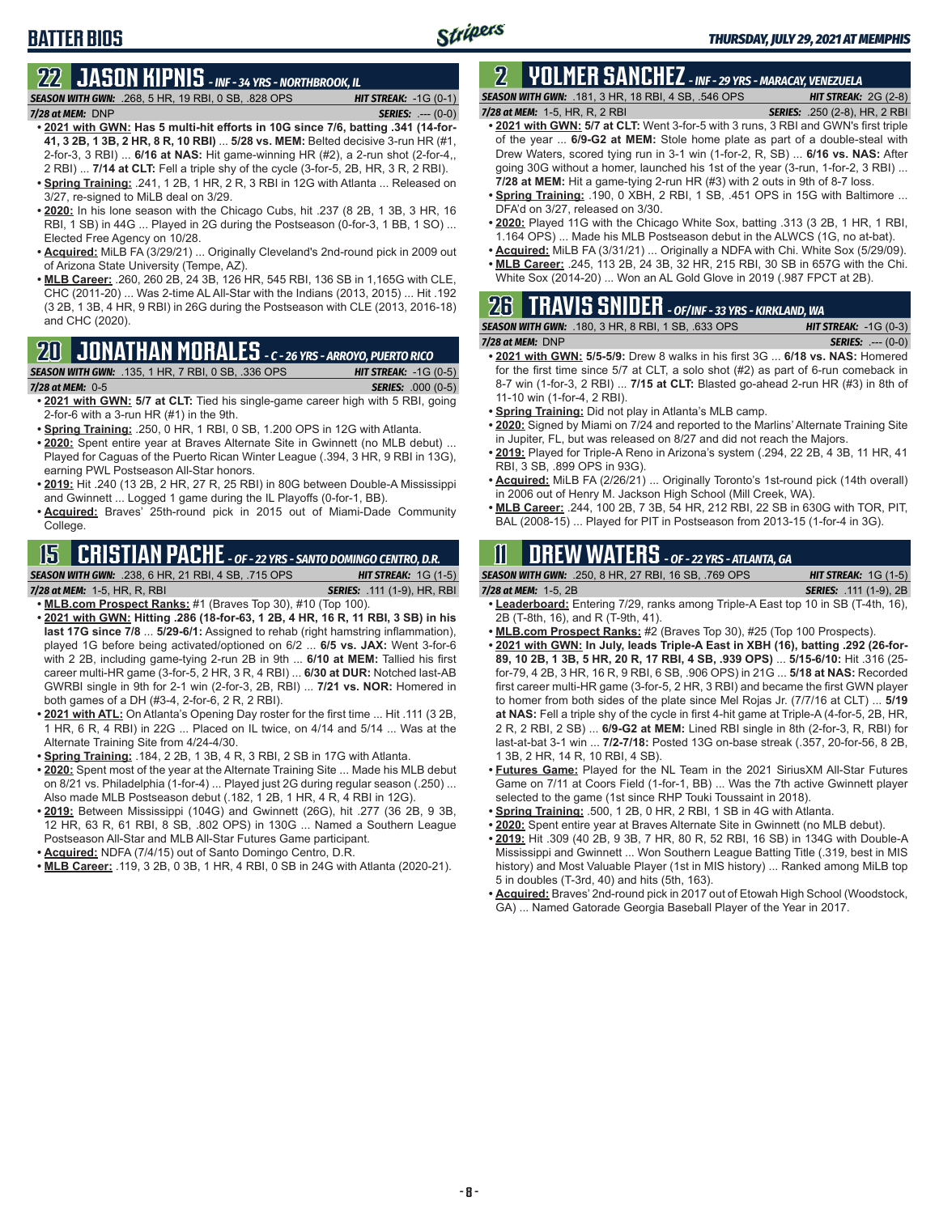# BATTER BIOS

## 22 JASON KIPNIS - INF - 34 YRS - NORTHBROOK, IL

**SEASON WITH GWN:** .268, 5 HR, 19 RBI, 0 SB, .828 OPS **HIT STREAK:** -1G (0-1)
**7/28 at MEM:** DNP **SERIES:** .--- (0-0)

- **2021 with GWN: Has 5 multi-hit efforts in 10G since 7/6, batting .341 (14-for-41, 3 2B, 1 3B, 2 HR, 8 R, 10 RBI)** ... **5/28 vs. MEM:** Belted decisive 3-run HR (#1, 2-for-3, 3 RBI) ... **6/16 at NAS:** Hit game-winning HR (#2), a 2-run shot (2-for-4,, 2 RBI) ... **7/14 at CLT:** Fell a triple shy of the cycle (3-for-5, 2B, HR, 3 R, 2 RBI).
- **Spring Training:** .241, 1 2B, 1 HR, 2 R, 3 RBI in 12G with Atlanta ... Released on 3/27, re-signed to MiLB deal on 3/29.
- **2020:** In his lone season with the Chicago Cubs, hit .237 (8 2B, 1 3B, 3 HR, 16 RBI, 1 SB) in 44G ... Played in 2G during the Postseason (0-for-3, 1 BB, 1 SO) ... Elected Free Agency on 10/28.
- **Acquired:** MiLB FA (3/29/21) ... Originally Cleveland's 2nd-round pick in 2009 out of Arizona State University (Tempe, AZ).
- **MLB Career:** .260, 260 2B, 24 3B, 126 HR, 545 RBI, 136 SB in 1,165G with CLE, CHC (2011-20) ... Was 2-time AL All-Star with the Indians (2013, 2015) ... Hit .192 (3 2B, 1 3B, 4 HR, 9 RBI) in 26G during the Postseason with CLE (2013, 2016-18) and CHC (2020).

## 20 JONATHAN MORALES - C - 26 YRS - ARROYO, PUERTO RICO

**SEASON WITH GWN:** .135, 1 HR, 7 RBI, 0 SB, .336 OPS **HIT STREAK:** -1G (0-5)
**7/28 at MEM:** 0-5 **SERIES:** .000 (0-5)

- **2021 with GWN: 5/7 at CLT:** Tied his single-game career high with 5 RBI, going 2-for-6 with a 3-run HR (#1) in the 9th.
- **Spring Training:** .250, 0 HR, 1 RBI, 0 SB, 1.200 OPS in 12G with Atlanta.
- **2020:** Spent entire year at Braves Alternate Site in Gwinnett (no MLB debut) ... Played for Caguas of the Puerto Rican Winter League (.394, 3 HR, 9 RBI in 13G), earning PWL Postseason All-Star honors.
- **2019:** Hit .240 (13 2B, 2 HR, 27 R, 25 RBI) in 80G between Double-A Mississippi and Gwinnett ... Logged 1 game during the IL Playoffs (0-for-1, BB).
- **Acquired:** Braves' 25th-round pick in 2015 out of Miami-Dade Community College.

## 15 CRISTIAN PACHE - OF - 22 YRS - SANTO DOMINGO CENTRO, D.R.

**SEASON WITH GWN:** .238, 6 HR, 21 RBI, 4 SB, .715 OPS **HIT STREAK:** 1G (1-5)
**7/28 at MEM:** 1-5, HR, R, RBI **SERIES:** .111 (1-9), HR, RBI

- **MLB.com Prospect Ranks:** #1 (Braves Top 30), #10 (Top 100).
- **2021 with GWN: Hitting .286 (18-for-63, 1 2B, 4 HR, 16 R, 11 RBI, 3 SB) in his last 17G since 7/8** ... **5/29-6/1:** Assigned to rehab (right hamstring inflammation), played 1G before being activated/optioned on 6/2 ... **6/5 vs. JAX:** Went 3-for-6 with 2 2B, including game-tying 2-run 2B in 9th ... **6/10 at MEM:** Tallied his first career multi-HR game (3-for-5, 2 HR, 3 R, 4 RBI) ... **6/30 at DUR:** Notched last-AB GWRBI single in 9th for 2-1 win (2-for-3, 2B, RBI) ... **7/21 vs. NOR:** Homered in both games of a DH (#3-4, 2-for-6, 2 R, 2 RBI).
- **2021 with ATL:** On Atlanta's Opening Day roster for the first time ... Hit .111 (3 2B, 1 HR, 6 R, 4 RBI) in 22G ... Placed on IL twice, on 4/14 and 5/14 ... Was at the Alternate Training Site from 4/24-4/30.
- **Spring Training:** .184, 2 2B, 1 3B, 4 R, 3 RBI, 2 SB in 17G with Atlanta.
- **2020:** Spent most of the year at the Alternate Training Site ... Made his MLB debut on 8/21 vs. Philadelphia (1-for-4) ... Played just 2G during regular season (.250) ... Also made MLB Postseason debut (.182, 1 2B, 1 HR, 4 R, 4 RBI in 12G).
- **2019:** Between Mississippi (104G) and Gwinnett (26G), hit .277 (36 2B, 9 3B, 12 HR, 63 R, 61 RBI, 8 SB, .802 OPS) in 130G ... Named a Southern League Postseason All-Star and MLB All-Star Futures Game participant.
- **Acquired:** NDFA (7/4/15) out of Santo Domingo Centro, D.R.
- **MLB Career:** .119, 3 2B, 0 3B, 1 HR, 4 RBI, 0 SB in 24G with Atlanta (2020-21).

## 2 YOLMER SANCHEZ - INF - 29 YRS - MARACAY, VENEZUELA

**SEASON WITH GWN:** .181, 3 HR, 18 RBI, 4 SB, .546 OPS **HIT STREAK:** 2G (2-8)
**7/28 at MEM:** 1-5, HR, R, 2 RBI **SERIES:** .250 (2-8), HR, 2 RBI

- **2021 with GWN: 5/7 at CLT:** Went 3-for-5 with 3 runs, 3 RBI and GWN's first triple of the year ... **6/9-G2 at MEM:** Stole home plate as part of a double-steal with Drew Waters, scored tying run in 3-1 win (1-for-2, R, SB) ... **6/16 vs. NAS:** After going 30G without a homer, launched his 1st of the year (3-run, 1-for-2, 3 RBI) ... **7/28 at MEM:** Hit a game-tying 2-run HR (#3) with 2 outs in 9th of 8-7 loss.
- **Spring Training:** .190, 0 XBH, 2 RBI, 1 SB, .451 OPS in 15G with Baltimore ... DFA'd on 3/27, released on 3/30.
- **2020:** Played 11G with the Chicago White Sox, batting .313 (3 2B, 1 HR, 1 RBI, 1.164 OPS) ... Made his MLB Postseason debut in the ALWCS (1G, no at-bat).
- **Acquired:** MiLB FA (3/31/21) ... Originally a NDFA with Chi. White Sox (5/29/09).
- **MLB Career:** .245, 113 2B, 24 3B, 32 HR, 215 RBI, 30 SB in 657G with the Chi. White Sox (2014-20) ... Won an AL Gold Glove in 2019 (.987 FPCT at 2B).

## 26 TRAVIS SNIDER - OF/INF - 33 YRS - KIRKLAND, WA

**SEASON WITH GWN:** .180, 3 HR, 8 RBI, 1 SB, .633 OPS **HIT STREAK:** -1G (0-3)
**7/28 at MEM:** DNP **SERIES:** .--- (0-0)

- **2021 with GWN: 5/5-5/9:** Drew 8 walks in his first 3G ... **6/18 vs. NAS:** Homered for the first time since 5/7 at CLT, a solo shot (#2) as part of 6-run comeback in 8-7 win (1-for-3, 2 RBI) ... **7/15 at CLT:** Blasted go-ahead 2-run HR (#3) in 8th of 11-10 win (1-for-4, 2 RBI).
- **Spring Training:** Did not play in Atlanta's MLB camp.
- **2020:** Signed by Miami on 7/24 and reported to the Marlins' Alternate Training Site in Jupiter, FL, but was released on 8/27 and did not reach the Majors.
- **2019:** Played for Triple-A Reno in Arizona's system (.294, 22 2B, 4 3B, 11 HR, 41 RBI, 3 SB, .899 OPS in 93G).
- **Acquired:** MiLB FA (2/26/21) ... Originally Toronto's 1st-round pick (14th overall) in 2006 out of Henry M. Jackson High School (Mill Creek, WA).
- **MLB Career:** .244, 100 2B, 7 3B, 54 HR, 212 RBI, 22 SB in 630G with TOR, PIT, BAL (2008-15) ... Played for PIT in Postseason from 2013-15 (1-for-4 in 3G).

## 11 DREW WATERS - OF - 22 YRS - ATLANTA, GA

**SEASON WITH GWN:** .250, 8 HR, 27 RBI, 16 SB, .769 OPS **HIT STREAK:** 1G (1-5)
**7/28 at MEM:** 1-5, 2B **SERIES:** .111 (1-9), 2B

- **Leaderboard:** Entering 7/29, ranks among Triple-A East top 10 in SB (T-4th, 16), 2B (T-8th, 16), and R (T-9th, 41).
- **MLB.com Prospect Ranks:** #2 (Braves Top 30), #25 (Top 100 Prospects).
- **2021 with GWN: In July, leads Triple-A East in XBH (16), batting .292 (26-for-89, 10 2B, 1 3B, 5 HR, 20 R, 17 RBI, 4 SB, .939 OPS)** ... **5/15-6/10:** Hit .316 (25-for-79, 4 2B, 3 HR, 16 R, 9 RBI, 6 SB, .906 OPS) in 21G ... **5/18 at NAS:** Recorded first career multi-HR game (3-for-5, 2 HR, 3 RBI) and became the first GWN player to homer from both sides of the plate since Mel Rojas Jr. (7/7/16 at CLT) ... **5/19 at NAS:** Fell a triple shy of the cycle in first 4-hit game at Triple-A (4-for-5, 2B, HR, 2 R, 2 RBI, 2 SB) ... **6/9-G2 at MEM:** Lined RBI single in 8th (2-for-3, R, RBI) for last-at-bat 3-1 win ... **7/2-7/18:** Posted 13G on-base streak (.357, 20-for-56, 8 2B, 1 3B, 2 HR, 14 R, 10 RBI, 4 SB).
- **Futures Game:** Played for the NL Team in the 2021 SiriusXM All-Star Futures Game on 7/11 at Coors Field (1-for-1, BB) ... Was the 7th active Gwinnett player selected to the game (1st since RHP Touki Toussaint in 2018).
- **Spring Training:** .500, 1 2B, 0 HR, 2 RBI, 1 SB in 4G with Atlanta.
- **2020:** Spent entire year at Braves Alternate Site in Gwinnett (no MLB debut).
- **2019:** Hit .309 (40 2B, 9 3B, 7 HR, 80 R, 52 RBI, 16 SB) in 134G with Double-A Mississippi and Gwinnett ... Won Southern League Batting Title (.319, best in MIS history) and Most Valuable Player (1st in MIS history) ... Ranked among MiLB top 5 in doubles (T-3rd, 40) and hits (5th, 163).
- **Acquired:** Braves' 2nd-round pick in 2017 out of Etowah High School (Woodstock, GA) ... Named Gatorade Georgia Baseball Player of the Year in 2017.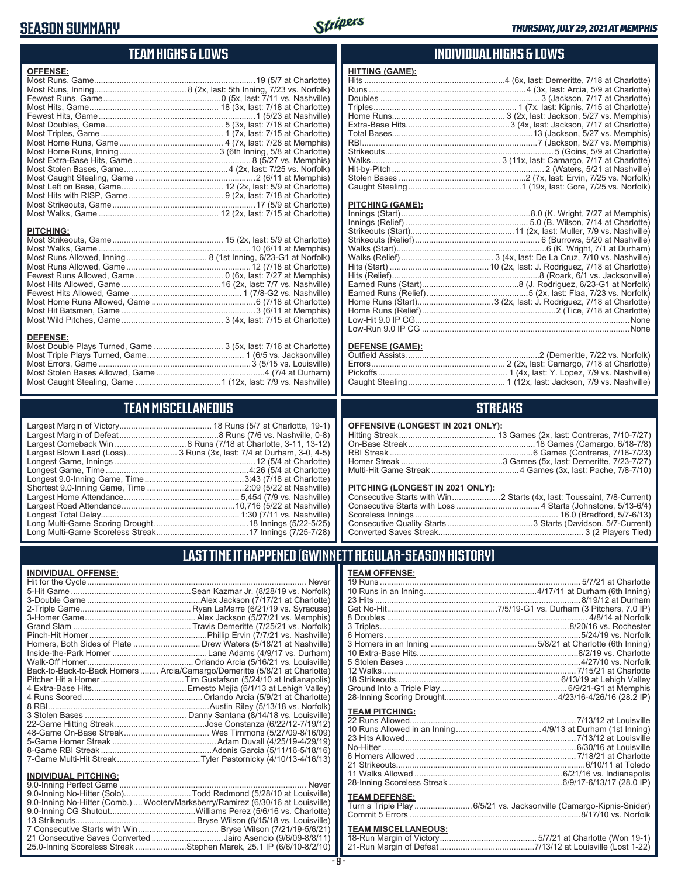# SEASON SUMMARY

*THURSDAY, JULY 29, 2021 AT MEMPHIS*

## TEAM HIGHS & LOWS

**OFFENSE:**

| | |
|---|---|
| Most Runs, Game | 19 (5/7 at Charlotte) |
| Most Runs, Inning | 8 (2x, last: 5th Inning, 7/23 vs. Norfolk) |
| Fewest Runs, Game | 0 (5x, last: 7/11 vs. Nashville) |
| Most Hits, Game | 18 (3x, last: 7/18 at Charlotte) |
| Fewest Hits, Game | 1 (5/23 at Nashville) |
| Most Doubles, Game | 5 (3x, last: 7/18 at Charlotte) |
| Most Triples, Game | 1 (7x, last: 7/15 at Charlotte) |
| Most Home Runs, Game | 4 (7x, last: 7/28 at Memphis) |
| Most Home Runs, Inning | 3 (6th Inning, 5/8 at Charlotte) |
| Most Extra-Base Hits, Game | 8 (5/27 vs. Memphis) |
| Most Stolen Bases, Game | 4 (2x, last: 7/25 vs. Norfolk) |
| Most Caught Stealing, Game | 2 (6/11 at Memphis) |
| Most Left on Base, Game | 12 (2x, last: 5/9 at Charlotte) |
| Most Hits with RISP, Game | 9 (2x, last: 7/18 at Charlotte) |
| Most Strikeouts, Game | 17 (5/9 at Charlotte) |
| Most Walks, Game | 12 (2x, last: 7/15 at Charlotte) |

**PITCHING:**

| | |
|---|---|
| Most Strikeouts, Game | 15 (2x, last: 5/9 at Charlotte) |
| Most Walks, Game | 10 (6/11 at Memphis) |
| Most Runs Allowed, Inning | 8 (1st Inning, 6/23-G1 at Norfolk) |
| Most Runs Allowed, Game | 12 (7/18 at Charlotte) |
| Fewest Runs Allowed, Game | 0 (6x, last: 7/27 at Memphis) |
| Most Hits Allowed, Game | 16 (2x, last: 7/9 vs. Nashville) |
| Fewest Hits Allowed, Game | 1 (7/8-G2 vs. Nashville) |
| Most Home Runs Allowed, Game | 6 (7/18 at Charlotte) |
| Most Hit Batsmen, Game | 3 (6/11 at Memphis) |
| Most Wild Pitches, Game | 3 (4x, last: 7/15 at Charlotte) |

**DEFENSE:**

| | |
|---|---|
| Most Double Plays Turned, Game | 3 (5x, last: 7/16 at Charlotte) |
| Most Triple Plays Turned, Game | 1 (6/5 vs. Jacksonville) |
| Most Errors, Game | 3 (5/15 vs. Louisville) |
| Most Stolen Bases Allowed, Game | 4 (7/4 at Durham) |
| Most Caught Stealing, Game | 1 (12x, last: 7/9 vs. Nashville) |

## INDIVIDUAL HIGHS & LOWS

**HITTING (GAME):**

| | |
|---|---|
| Hits | 4 (6x, last: Demeritte, 7/18 at Charlotte) |
| Runs | 4 (3x, last: Arcia, 5/9 at Charlotte) |
| Doubles | 3 (Jackson, 7/17 at Charlotte) |
| Triples | 1 (7x, last: Kipnis, 7/15 at Charlotte) |
| Home Runs | 3 (2x, last: Jackson, 5/27 vs. Memphis) |
| Extra-Base Hits | 3 (4x, last: Jackson, 7/17 at Charlotte) |
| Total Bases | 13 (Jackson, 5/27 vs. Memphis) |
| RBI | 7 (Jackson, 5/27 vs. Memphis) |
| Strikeouts | 5 (Goins, 5/9 at Charlotte) |
| Walks | 3 (11x, last: Camargo, 7/17 at Charlotte) |
| Hit-by-Pitch | 2 (Waters, 5/21 at Nashville) |
| Stolen Bases | 2 (7x, last: Ervin, 7/25 vs. Norfolk) |
| Caught Stealing | 1 (19x, last: Gore, 7/25 vs. Norfolk) |

**PITCHING (GAME):**

| | |
|---|---|
| Innings (Start) | 8.0 (K. Wright, 7/27 at Memphis) |
| Innings (Relief) | 5.0 (B. Wilson, 7/14 at Charlotte) |
| Strikeouts (Start) | 11 (2x, last: Muller, 7/9 vs. Nashville) |
| Strikeouts (Relief) | 6 (Burrows, 5/20 at Nashville) |
| Walks (Start) | 6 (K. Wright, 7/1 at Durham) |
| Walks (Relief) | 3 (4x, last: De La Cruz, 7/10 vs. Nashville) |
| Hits (Start) | 10 (2x, last: J. Rodriguez, 7/18 at Charlotte) |
| Hits (Relief) | 8 (Roark, 6/1 vs. Jacksonville) |
| Earned Runs (Start) | 8 (J. Rodriguez, 6/23-G1 at Norfolk) |
| Earned Runs (Relief) | 5 (2x, last: Flaa, 7/23 vs. Norfolk) |
| Home Runs (Start) | 3 (2x, last: J. Rodriguez, 7/18 at Charlotte) |
| Home Runs (Relief) | 2 (Tice, 7/18 at Charlotte) |
| Low-Hit 9.0 IP CG | None |
| Low-Run 9.0 IP CG | None |

**DEFENSE (GAME):**

| | |
|---|---|
| Outfield Assists | 2 (Demeritte, 7/22 vs. Norfolk) |
| Errors | 2 (2x, last: Camargo, 7/18 at Charlotte) |
| Pickoffs | 1 (4x, last: Y. Lopez, 7/9 vs. Nashville) |
| Caught Stealing | 1 (12x, last: Jackson, 7/9 vs. Nashville) |

## TEAM MISCELLANEOUS

| | |
|---|---|
| Largest Margin of Victory | 18 Runs (5/7 at Charlotte, 19-1) |
| Largest Margin of Defeat | 8 Runs (7/6 vs. Nashville, 0-8) |
| Largest Comeback Win | 8 Runs (7/18 at Charlotte, 3-11, 13-12) |
| Largest Blown Lead (Loss) | 3 Runs (3x, last: 7/4 at Durham, 3-0, 4-5) |
| Longest Game, Innings | 12 (5/4 at Charlotte) |
| Longest Game, Time | 4:26 (5/4 at Charlotte) |
| Longest 9.0-Inning Game, Time | 3:43 (7/18 at Charlotte) |
| Shortest 9.0-Inning Game, Time | 2:09 (5/22 at Nashville) |
| Largest Home Attendance | 5,454 (7/9 vs. Nashville) |
| Largest Road Attendance | 10,716 (5/22 at Nashville) |
| Longest Total Delay | 1:30 (7/11 vs. Nashville) |
| Long Multi-Game Scoring Drought | 18 Innings (5/22-5/25) |
| Long Multi-Game Scoreless Streak | 17 Innings (7/25-7/28) |

## STREAKS

**OFFENSIVE (LONGEST IN 2021 ONLY):**

| | |
|---|---|
| Hitting Streak | 13 Games (2x, last: Contreras, 7/10-7/27) |
| On-Base Streak | 18 Games (Camargo, 6/18-7/8) |
| RBI Streak | 6 Games (Contreras, 7/16-7/23) |
| Homer Streak | 3 Games (5x, last: Demeritte, 7/23-7/27) |
| Multi-Hit Game Streak | 4 Games (3x, last: Pache, 7/8-7/10) |

**PITCHING (LONGEST IN 2021 ONLY):**

| | |
|---|---|
| Consecutive Starts with Win | 2 Starts (4x, last: Toussaint, 7/8-Current) |
| Consecutive Starts with Loss | 4 Starts (Johnstone, 5/13-6/4) |
| Scoreless Innings | 16.0 (Bradford, 5/7-6/13) |
| Consecutive Quality Starts | 3 Starts (Davidson, 5/7-Current) |
| Converted Saves Streak | 3 (2 Players Tied) |

## LAST TIME IT HAPPENED (GWINNETT REGULAR-SEASON HISTORY)

**INDIVIDUAL OFFENSE:**

| | |
|---|---|
| Hit for the Cycle | Never |
| 5-Hit Game | Sean Kazmar Jr. (8/28/19 vs. Norfolk) |
| 3-Double Game | Alex Jackson (7/17/21 at Charlotte) |
| 2-Triple Game | Ryan LaMarre (6/21/19 vs. Syracuse) |
| 3-Homer Game | Alex Jackson (5/27/21 vs. Memphis) |
| Grand Slam | Travis Demeritte (7/25/21 vs. Norfolk) |
| Pinch-Hit Homer | Phillip Ervin (7/7/21 vs. Nashville) |
| Homers, Both Sides of Plate | Drew Waters (5/18/21 at Nashville) |
| Inside-the-Park Homer | Lane Adams (4/9/17 vs. Durham) |
| Walk-Off Homer | Orlando Arcia (5/16/21 vs. Louisville) |
| Back-to-Back-to-Back Homers | Arcia/Camargo/Demeritte (5/8/21 at Charlotte) |
| Pitcher Hit a Homer | Tim Gustafson (5/24/10 at Indianapolis) |
| 4 Extra-Base Hits | Ernesto Mejia (6/1/13 at Lehigh Valley) |
| 4 Runs Scored | Orlando Arcia (5/9/21 at Charlotte) |
| 8 RBI | Austin Riley (5/13/18 vs. Norfolk) |
| 3 Stolen Bases | Danny Santana (8/14/18 vs. Louisville) |
| 22-Game Hitting Streak | Jose Constanza (6/22/12-7/19/12) |
| 48-Game On-Base Streak | Wes Timmons (5/27/09-8/16/09) |
| 5-Game Homer Streak | Adam Duvall (4/25/19-4/29/19) |
| 8-Game RBI Streak | Adonis Garcia (5/11/16-5/18/16) |
| 7-Game Multi-Hit Streak | Tyler Pastornicky (4/10/13-4/16/13) |

**INDIVIDUAL PITCHING:**

| | |
|---|---|
| 9.0-Inning Perfect Game | Never |
| 9.0-Inning No-Hitter (Solo) | Todd Redmond (5/28/10 at Louisville) |
| 9.0-Inning No-Hitter (Comb.) | Wooten/Marksberry/Ramirez (6/30/16 at Louisville) |
| 9.0-Inning CG Shutout | Williams Perez (5/6/16 vs. Charlotte) |
| 13 Strikeouts | Bryse Wilson (8/15/18 vs. Louisville) |
| 7 Consecutive Starts with Win | Bryse Wilson (7/21/19-5/6/21) |
| 21 Consecutive Saves Converted | Jairo Asencio (9/6/09-8/8/11) |
| 25.0-Inning Scoreless Streak | Stephen Marek, 25.1 IP (6/6/10-8/2/10) |

**TEAM OFFENSE:**

| | |
|---|---|
| 19 Runs | 5/7/21 at Charlotte |
| 10 Runs in an Inning | 4/17/11 at Durham (6th Inning) |
| 23 Hits | 8/19/12 at Durham |
| Get No-Hit | 7/5/19-G1 vs. Durham (3 Pitchers, 7.0 IP) |
| 8 Doubles | 4/8/14 at Norfolk |
| 3 Triples | 8/20/16 vs. Rochester |
| 6 Homers | 5/24/19 vs. Norfolk |
| 3 Homers in an Inning | 5/8/21 at Charlotte (6th Inning) |
| 10 Extra-Base Hits | 8/2/19 vs. Charlotte |
| 5 Stolen Bases | 4/27/10 vs. Norfolk |
| 12 Walks | 7/15/21 at Charlotte |
| 18 Strikeouts | 6/13/19 at Lehigh Valley |
| Ground Into a Triple Play | 6/9/21-G1 at Memphis |
| 28-Inning Scoring Drought | 4/23/16-4/26/16 (28.2 IP) |

**TEAM PITCHING:**

| | |
|---|---|
| 22 Runs Allowed | 7/13/12 at Louisville |
| 10 Runs Allowed in an Inning | 4/9/13 at Durham (1st Inning) |
| 23 Hits Allowed | 7/13/12 at Louisville |
| No-Hitter | 6/30/16 at Louisville |
| 6 Homers Allowed | 7/18/21 at Charlotte |
| 21 Strikeouts | 6/10/11 at Toledo |
| 11 Walks Allowed | 6/21/16 vs. Indianapolis |
| 28-Inning Scoreless Streak | 6/9/17-6/13/17 (28.0 IP) |

**TEAM DEFENSE:**

| | |
|---|---|
| Turn a Triple Play | 6/5/21 vs. Jacksonville (Camargo-Kipnis-Snider) |
| Commit 5 Errors | 8/17/10 vs. Norfolk |

**TEAM MISCELLANEOUS:**

| | |
|---|---|
| 18-Run Margin of Victory | 5/7/21 at Charlotte (Won 19-1) |
| 21-Run Margin of Defeat | 7/13/12 at Louisville (Lost 1-22) |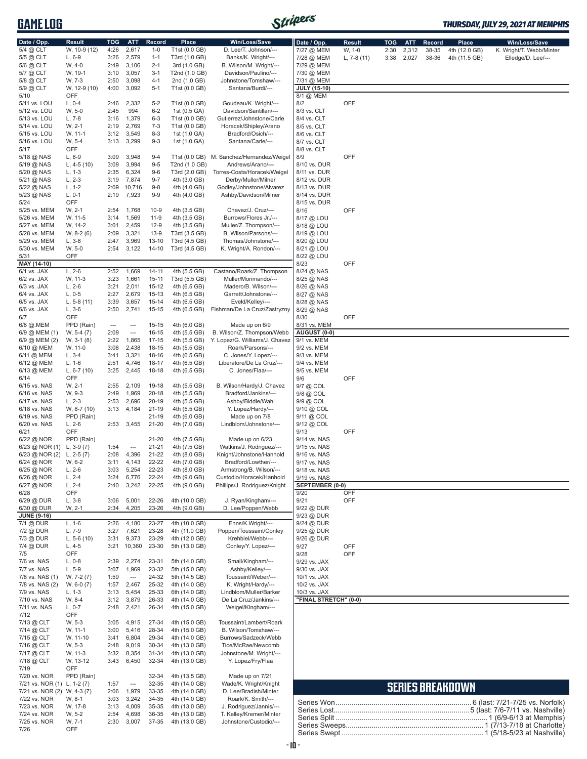# GAME LOG

THURSDAY, JULY 29, 2021 AT MEMPHIS

| Date / Opp. | Result | TOG | ATT | Record | Place | Win/Loss/Save |
|---|---|---|---|---|---|---|
| 5/4 @ CLT | W, 10-9 (12) | 4:26 | 2,617 | 1-0 | T1st (0.0 GB) | D. Lee/T. Johnson/--- |
| 5/5 @ CLT | L, 6-9 | 3:26 | 2,579 | 1-1 | T3rd (1.0 GB) | Banks/K. Wright/--- |
| 5/6 @ CLT | W, 4-0 | 2:49 | 3,106 | 2-1 | 3rd (1.0 GB) | B. Wilson/M. Wright/--- |
| 5/7 @ CLT | W, 19-1 | 3:10 | 3,057 | 3-1 | T2nd (1.0 GB) | Davidson/Paulino/--- |
| 5/8 @ CLT | W, 7-3 | 2:50 | 3,098 | 4-1 | 2nd (1.0 GB) | Johnstone/Tomshaw/--- |
| 5/9 @ CLT | W, 12-9 (10) | 4:00 | 3,092 | 5-1 | T1st (0.0 GB) | Santana/Burdi/--- |
| 5/10 | OFF | | | | | |
| 5/11 vs. LOU | L, 0-4 | 2:46 | 2,332 | 5-2 | T1st (0.0 GB) | Goudeau/K. Wright/--- |
| 5/12 vs. LOU | W, 5-0 | 2:45 | 994 | 6-2 | 1st (0.5 GA) | Davidson/Santillan/--- |
| 5/13 vs. LOU | L, 7-8 | 3:16 | 1,379 | 6-3 | T1st (0.0 GB) | Gutierrez/Johnstone/Carle |
| 5/14 vs. LOU | W, 2-1 | 2:19 | 2,769 | 7-3 | T1st (0.0 GB) | Horacek/Shipley/Arano |
| 5/15 vs. LOU | W, 11-1 | 3:12 | 3,549 | 8-3 | 1st (1.0 GA) | Bradford/Osich/--- |
| 5/16 vs. LOU | W, 5-4 | 3:13 | 3,299 | 9-3 | 1st (1.0 GA) | Santana/Carle/--- |
| 5/17 | OFF | | | | | |
| 5/18 @ NAS | L, 8-9 | 3:09 | 3,948 | 9-4 | T1st (0.0 GB) | M. Sanchez/Hernandez/Weigel |
| 5/19 @ NAS | L, 4-5 (10) | 3:09 | 3,994 | 9-5 | T2nd (1.0 GB) | Andrews/Arano/--- |
| 5/20 @ NAS | L, 1-3 | 2:35 | 6,324 | 9-6 | T3rd (2.0 GB) | Torres-Costa/Horacek/Weigel |
| 5/21 @ NAS | L, 2-3 | 3:19 | 7,874 | 9-7 | 4th (3.0 GB) | Derby/Muller/Milner |
| 5/22 @ NAS | L, 1-2 | 2:09 | 10,716 | 9-8 | 4th (4.0 GB) | Godley/Johnstone/Alvarez |
| 5/23 @ NAS | L, 0-1 | 2:19 | 7,923 | 9-9 | 4th (4.0 GB) | Ashby/Davidson/Milner |
| 5/24 | OFF | | | | | |
| 5/25 vs. MEM | W, 2-1 | 2:54 | 1,768 | 10-9 | 4th (3.5 GB) | Chavez/J. Cruz/--- |
| 5/26 vs. MEM | W, 11-5 | 3:14 | 1,569 | 11-9 | 4th (3.5 GB) | Burrows/Flores Jr./--- |
| 5/27 vs. MEM | W, 14-2 | 3:01 | 2,459 | 12-9 | 4th (3.5 GB) | Muller/Z. Thompson/--- |
| 5/28 vs. MEM | W, 8-2 (6) | 2:09 | 3,321 | 13-9 | T3rd (3.5 GB) | B. Wilson/Parsons/--- |
| 5/29 vs. MEM | L, 3-8 | 2:47 | 3,969 | 13-10 | T3rd (4.5 GB) | Thomas/Johnstone/--- |
| 5/30 vs. MEM | W, 5-0 | 2:54 | 3,122 | 14-10 | T3rd (4.5 GB) | K. Wright/A. Rondon/--- |
| 5/31 | OFF | | | | | |
| **MAY (14-10)** | | | | | | |
| 6/1 vs. JAX | L, 2-6 | 2:52 | 1,669 | 14-11 | 4th (5.5 GB) | Castano/Roark/Z. Thompson |
| 6/2 vs. JAX | W, 11-3 | 3:23 | 1,661 | 15-11 | T3rd (5.5 GB) | Muller/Morimando/--- |
| 6/3 vs. JAX | L, 2-6 | 3:21 | 2,011 | 15-12 | 4th (6.5 GB) | Madero/B. Wilson/--- |
| 6/4 vs. JAX | L, 0-5 | 2:27 | 2,679 | 15-13 | 4th (6.5 GB) | Garrett/Johnstone/--- |
| 6/5 vs. JAX | L, 5-8 (11) | 3:39 | 3,657 | 15-14 | 4th (6.5 GB) | Eveld/Kelley/--- |
| 6/6 vs. JAX | L, 3-6 | 2:50 | 2,741 | 15-15 | 4th (6.5 GB) | Fishman/De La Cruz/Zastryzny |
| 6/7 | OFF | | | | | |
| 6/8 @ MEM | PPD (Rain) | --- | --- | 15-15 | 4th (6.0 GB) | Made up on 6/9 |
| 6/9 @ MEM (1) | W, 5-4 (7) | 2:09 | --- | 16-15 | 4th (5.5 GB) | B. Wilson/Z. Thompson/Webb |
| 6/9 @ MEM (2) | W, 3-1 (8) | 2:22 | 1,865 | 17-15 | 4th (5.5 GB) | Y. Lopez/G. Williams/J. Chavez |
| 6/10 @ MEM | W, 11-0 | 3:08 | 2,438 | 18-15 | 4th (5.5 GB) | Roark/Parsons/--- |
| 6/11 @ MEM | L, 3-4 | 3:41 | 3,321 | 18-16 | 4th (6.5 GB) | C. Jones/Y. Lopez/--- |
| 6/12 @ MEM | L, 1-6 | 2:51 | 4,746 | 18-17 | 4th (6.5 GB) | Liberatore/De La Cruz/--- |
| 6/13 @ MEM | L, 6-7 (10) | 3:25 | 2,445 | 18-18 | 4th (6.5 GB) | C. Jones/Flaa/--- |
| 6/14 | OFF | | | | | |
| 6/15 vs. NAS | W, 2-1 | 2:55 | 2,109 | 19-18 | 4th (5.5 GB) | B. Wilson/Hardy/J. Chavez |
| 6/16 vs. NAS | W, 9-3 | 2:49 | 1,969 | 20-18 | 4th (5.5 GB) | Bradford/Jankins/--- |
| 6/17 vs. NAS | L, 2-3 | 2:53 | 2,696 | 20-19 | 4th (5.5 GB) | Ashby/Biddle/Wahl |
| 6/18 vs. NAS | W, 8-7 (10) | 3:13 | 4,184 | 21-19 | 4th (5.5 GB) | Y. Lopez/Hardy/--- |
| 6/19 vs. NAS | PPD (Rain) | | | 21-19 | 4th (6.0 GB) | Made up on 7/8 |
| 6/20 vs. NAS | L, 2-6 | 2:53 | 3,455 | 21-20 | 4th (7.0 GB) | Lindblom/Johnstone/--- |
| 6/21 | OFF | | | | | |
| 6/22 @ NOR | PPD (Rain) | | | 21-20 | 4th (7.5 GB) | Made up on 6/23 |
| 6/23 @ NOR (1) | L, 3-9 (7) | 1:54 | --- | 21-21 | 4th (7.5 GB) | Watkins/J. Rodriguez/--- |
| 6/23 @ NOR (2) | L, 2-5 (7) | 2:08 | 4,396 | 21-22 | 4th (8.0 GB) | Knight/Johnstone/Hanhold |
| 6/24 @ NOR | W, 6-2 | 3:11 | 4,143 | 22-22 | 4th (7.0 GB) | Bradford/Lowther/--- |
| 6/25 @ NOR | L, 2-6 | 3:03 | 5,254 | 22-23 | 4th (8.0 GB) | Armstrong/B. Wilson/--- |
| 6/26 @ NOR | L, 2-4 | 3:24 | 6,776 | 22-24 | 4th (9.0 GB) | Custodio/Horacek/Hanhold |
| 6/27 @ NOR | L, 2-4 | 2:40 | 3,242 | 22-25 | 4th (9.0 GB) | Phillips/J. Rodriguez/Knight |
| 6/28 | OFF | | | | | |
| 6/29 @ DUR | L, 3-8 | 3:06 | 5,001 | 22-26 | 4th (10.0 GB) | J. Ryan/Kingham/--- |
| 6/30 @ DUR | W, 2-1 | 2:34 | 4,205 | 23-26 | 4th (9.0 GB) | D. Lee/Poppen/Webb |
| **JUNE (9-16)** | | | | | | |
| 7/1 @ DUR | L, 1-6 | 2:26 | 4,180 | 23-27 | 4th (10.0 GB) | Enns/K.Wright/--- |
| 7/2 @ DUR | L, 7-9 | 3:27 | 7,621 | 23-28 | 4th (11.0 GB) | Poppen/Toussaint/Conley |
| 7/3 @ DUR | L, 5-6 (10) | 3:31 | 9,373 | 23-29 | 4th (12.0 GB) | Krehbiel/Webb/--- |
| 7/4 @ DUR | L, 4-5 | 3:21 | 10,360 | 23-30 | 5th (13.0 GB) | Conley/Y. Lopez/--- |
| 7/5 | OFF | | | | | |
| 7/6 vs. NAS | L, 0-8 | 2:39 | 2,274 | 23-31 | 5th (14.0 GB) | Small/Kingham/--- |
| 7/7 vs. NAS | L, 5-9 | 3:07 | 1,969 | 23-32 | 5th (15.0 GB) | Ashby/Kelley/--- |
| 7/8 vs. NAS (1) | W, 7-2 (7) | 1:59 | --- | 24-32 | 5th (14.5 GB) | Toussaint/Weber/--- |
| 7/8 vs. NAS (2) | W, 6-0 (7) | 1:57 | 2,467 | 25-32 | 4th (14.0 GB) | K. Wright/Hardy/--- |
| 7/9 vs. NAS | L, 1-3 | 3:13 | 5,454 | 25-33 | 6th (14.0 GB) | Lindblom/Muller/Barker |
| 7/10 vs. NAS | W, 8-4 | 3:12 | 3,879 | 26-33 | 4th (14.0 GB) | De La Cruz/Jankins/--- |
| 7/11 vs. NAS | L, 0-7 | 2:48 | 2,421 | 26-34 | 4th (15.0 GB) | Weigel/Kingham/--- |
| 7/12 | OFF | | | | | |
| 7/13 @ CLT | W, 5-3 | 3:05 | 4,915 | 27-34 | 4th (15.0 GB) | Toussaint/Lambert/Roark |
| 7/14 @ CLT | W, 11-1 | 3:00 | 5,416 | 28-34 | 4th (15.0 GB) | B. Wilson/Tomshaw/--- |
| 7/15 @ CLT | W, 11-10 | 3:41 | 6,804 | 29-34 | 4th (14.0 GB) | Burrows/Sadzeck/Webb |
| 7/16 @ CLT | W, 5-3 | 2:48 | 9,019 | 30-34 | 4th (13.0 GB) | Tice/McRae/Newcomb |
| 7/17 @ CLT | W, 11-3 | 3:32 | 8,354 | 31-34 | 4th (13.0 GB) | Johnstone/M. Wright/--- |
| 7/18 @ CLT | W, 13-12 | 3:43 | 6,450 | 32-34 | 4th (13.0 GB) | Y. Lopez/Fry/Flaa |
| 7/19 | OFF | | | | | |
| 7/20 vs. NOR | PPD (Rain) | | | 32-34 | 4th (13.5 GB) | Made up on 7/21 |
| 7/21 vs. NOR (1) | L, 1-2 (7) | 1:57 | --- | 32-35 | 4th (14.0 GB) | Wade/K. Wright/Knight |
| 7/21 vs. NOR (2) | W, 4-3 (7) | 2:06 | 1,979 | 33-35 | 4th (14.0 GB) | D. Lee/Bradish/Minter |
| 7/22 vs. NOR | W, 8-1 | 3:03 | 3,242 | 34-35 | 4th (14.0 GB) | Roark/K. Smith/--- |
| 7/23 vs. NOR | W, 17-8 | 3:13 | 4,009 | 35-35 | 4th (13.0 GB) | J. Rodriguez/Jannis/--- |
| 7/24 vs. NOR | W, 5-2 | 2:54 | 4,698 | 36-35 | 4th (13.0 GB) | T. Kelley/Kremer/Minter |
| 7/25 vs. NOR | W, 7-1 | 2:30 | 3,007 | 37-35 | 4th (13.0 GB) | Johnstone/Custodio/--- |
| 7/26 | OFF | | | | | |
| 7/27 @ MEM | W, 1-0 | 2:30 | 2,312 | 38-35 | 4th (12.0 GB) | K. Wright/T. Webb/Minter |
| 7/28 @ MEM | L, 7-8 (11) | 3:38 | 2,027 | 38-36 | 4th (11.5 GB) | Elledge/D. Lee/--- |
| 7/29 @ MEM | | | | | | |
| 7/30 @ MEM | | | | | | |
| 7/31 @ MEM | | | | | | |
| **JULY (15-10)** | | | | | | |
| 8/1 @ MEM | | | | | | |
| 8/2 | OFF | | | | | |
| 8/3 vs. CLT | | | | | | |
| 8/4 vs. CLT | | | | | | |
| 8/5 vs. CLT | | | | | | |
| 8/6 vs. CLT | | | | | | |
| 8/7 vs. CLT | | | | | | |
| 8/8 vs. CLT | | | | | | |
| 8/9 | OFF | | | | | |
| 8/10 vs. DUR | | | | | | |
| 8/11 vs. DUR | | | | | | |
| 8/12 vs. DUR | | | | | | |
| 8/13 vs. DUR | | | | | | |
| 8/14 vs. DUR | | | | | | |
| 8/15 vs. DUR | | | | | | |
| 8/16 | OFF | | | | | |
| 8/17 @ LOU | | | | | | |
| 8/18 @ LOU | | | | | | |
| 8/19 @ LOU | | | | | | |
| 8/20 @ LOU | | | | | | |
| 8/21 @ LOU | | | | | | |
| 8/22 @ LOU | | | | | | |
| 8/23 | OFF | | | | | |
| 8/24 @ NAS | | | | | | |
| 8/25 @ NAS | | | | | | |
| 8/26 @ NAS | | | | | | |
| 8/27 @ NAS | | | | | | |
| 8/28 @ NAS | | | | | | |
| 8/29 @ NAS | | | | | | |
| 8/30 | OFF | | | | | |
| 8/31 vs. MEM | | | | | | |
| **AUGUST (0-0)** | | | | | | |
| 9/1 vs. MEM | | | | | | |
| 9/2 vs. MEM | | | | | | |
| 9/3 vs. MEM | | | | | | |
| 9/4 vs. MEM | | | | | | |
| 9/5 vs. MEM | | | | | | |
| 9/6 | OFF | | | | | |
| 9/7 @ COL | | | | | | |
| 9/8 @ COL | | | | | | |
| 9/9 @ COL | | | | | | |
| 9/10 @ COL | | | | | | |
| 9/11 @ COL | | | | | | |
| 9/12 @ COL | | | | | | |
| 9/13 | OFF | | | | | |
| 9/14 vs. NAS | | | | | | |
| 9/15 vs. NAS | | | | | | |
| 9/16 vs. NAS | | | | | | |
| 9/17 vs. NAS | | | | | | |
| 9/18 vs. NAS | | | | | | |
| 9/19 vs. NAS | | | | | | |
| **SEPTEMBER (0-0)** | | | | | | |
| 9/20 | OFF | | | | | |
| 9/21 | OFF | | | | | |
| 9/22 @ DUR | | | | | | |
| 9/23 @ DUR | | | | | | |
| 9/24 @ DUR | | | | | | |
| 9/25 @ DUR | | | | | | |
| 9/26 @ DUR | | | | | | |
| 9/27 | OFF | | | | | |
| 9/28 | OFF | | | | | |
| 9/29 vs. JAX | | | | | | |
| 9/30 vs. JAX | | | | | | |
| 10/1 vs. JAX | | | | | | |
| 10/2 vs. JAX | | | | | | |
| 10/3 vs. JAX | | | | | | |
| **"FINAL STRETCH" (0-0)** | | | | | | |

## SERIES BREAKDOWN

Series Won .................... 6 (last: 7/21-7/25 vs. Norfolk)
Series Lost .................... 5 (last: 7/6-7/11 vs. Nashville)
Series Split .................... 1 (6/9-6/13 at Memphis)
Series Sweeps .................... 1 (7/13-7/18 at Charlotte)
Series Swept .................... 1 (5/18-5/23 at Nashville)